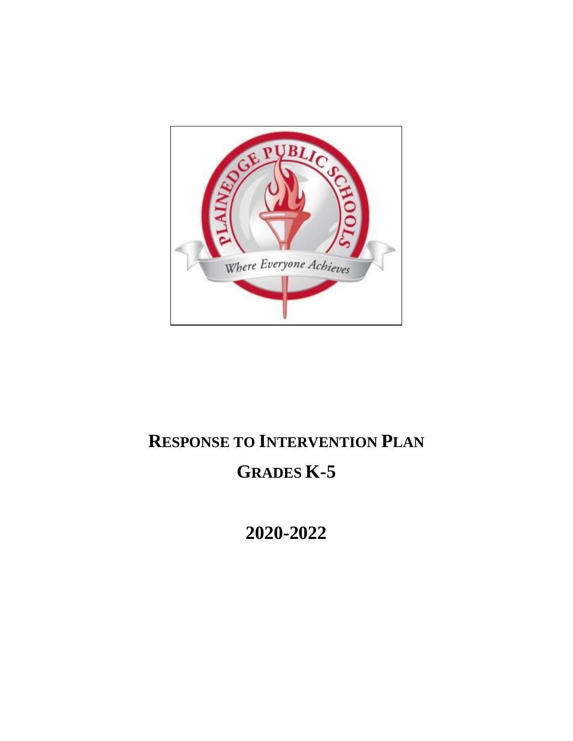# RESPONSE TO INTERVENTION PLAN

# GRADES K-5

# 2020-2022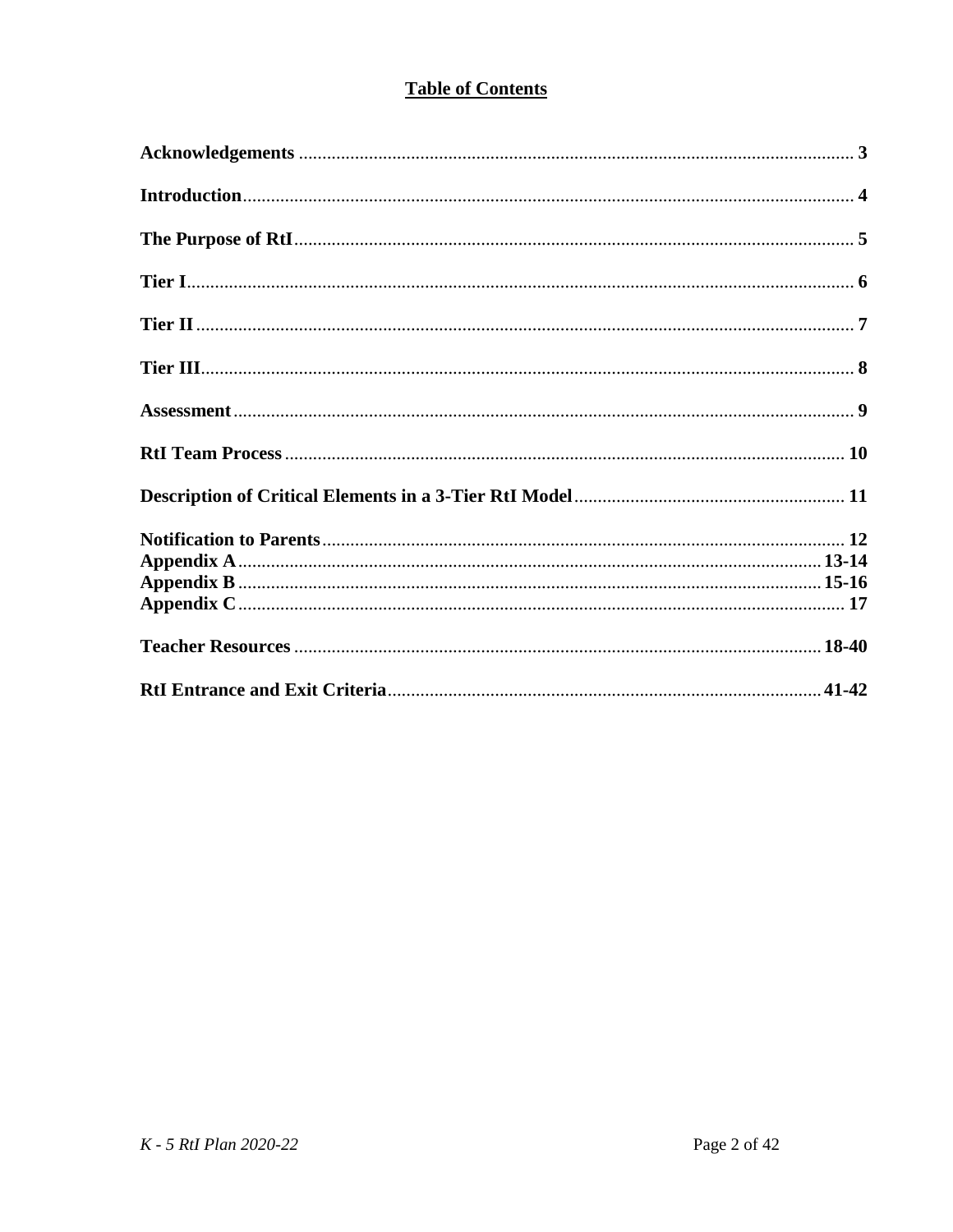## Table of Contents

**Acknowledgements** .......... **3**

**Introduction** .......... **4**

**The Purpose of RtI** .......... **5**

**Tier I** .......... **6**

**Tier II** .......... **7**

**Tier III** .......... **8**

**Assessment** .......... **9**

**RtI Team Process** .......... **10**

**Description of Critical Elements in a 3-Tier RtI Model** .......... **11**

**Notification to Parents** .......... **12**
**Appendix A** .......... **13-14**
**Appendix B** .......... **15-16**
**Appendix C** .......... **17**

**Teacher Resources** .......... **18-40**

**RtI Entrance and Exit Criteria** .......... **41-42**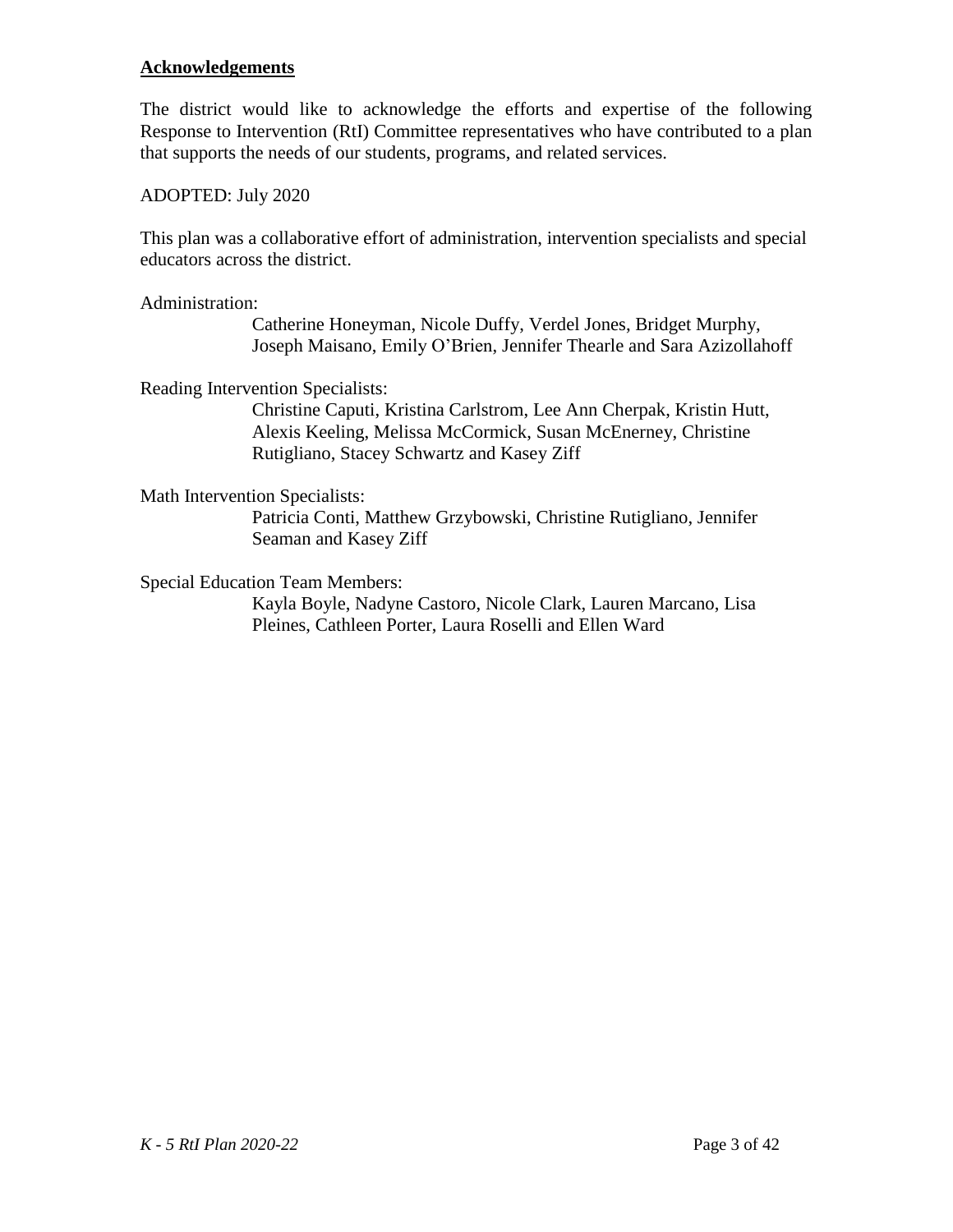**Acknowledgements**

The district would like to acknowledge the efforts and expertise of the following Response to Intervention (RtI) Committee representatives who have contributed to a plan that supports the needs of our students, programs, and related services.

ADOPTED: July 2020

This plan was a collaborative effort of administration, intervention specialists and special educators across the district.

Administration:

Catherine Honeyman, Nicole Duffy, Verdel Jones, Bridget Murphy, Joseph Maisano, Emily O'Brien, Jennifer Thearle and Sara Azizollahoff

Reading Intervention Specialists:

Christine Caputi, Kristina Carlstrom, Lee Ann Cherpak, Kristin Hutt, Alexis Keeling, Melissa McCormick, Susan McEnerney, Christine Rutigliano, Stacey Schwartz and Kasey Ziff

Math Intervention Specialists:

Patricia Conti, Matthew Grzybowski, Christine Rutigliano, Jennifer Seaman and Kasey Ziff

Special Education Team Members:

Kayla Boyle, Nadyne Castoro, Nicole Clark, Lauren Marcano, Lisa Pleines, Cathleen Porter, Laura Roselli and Ellen Ward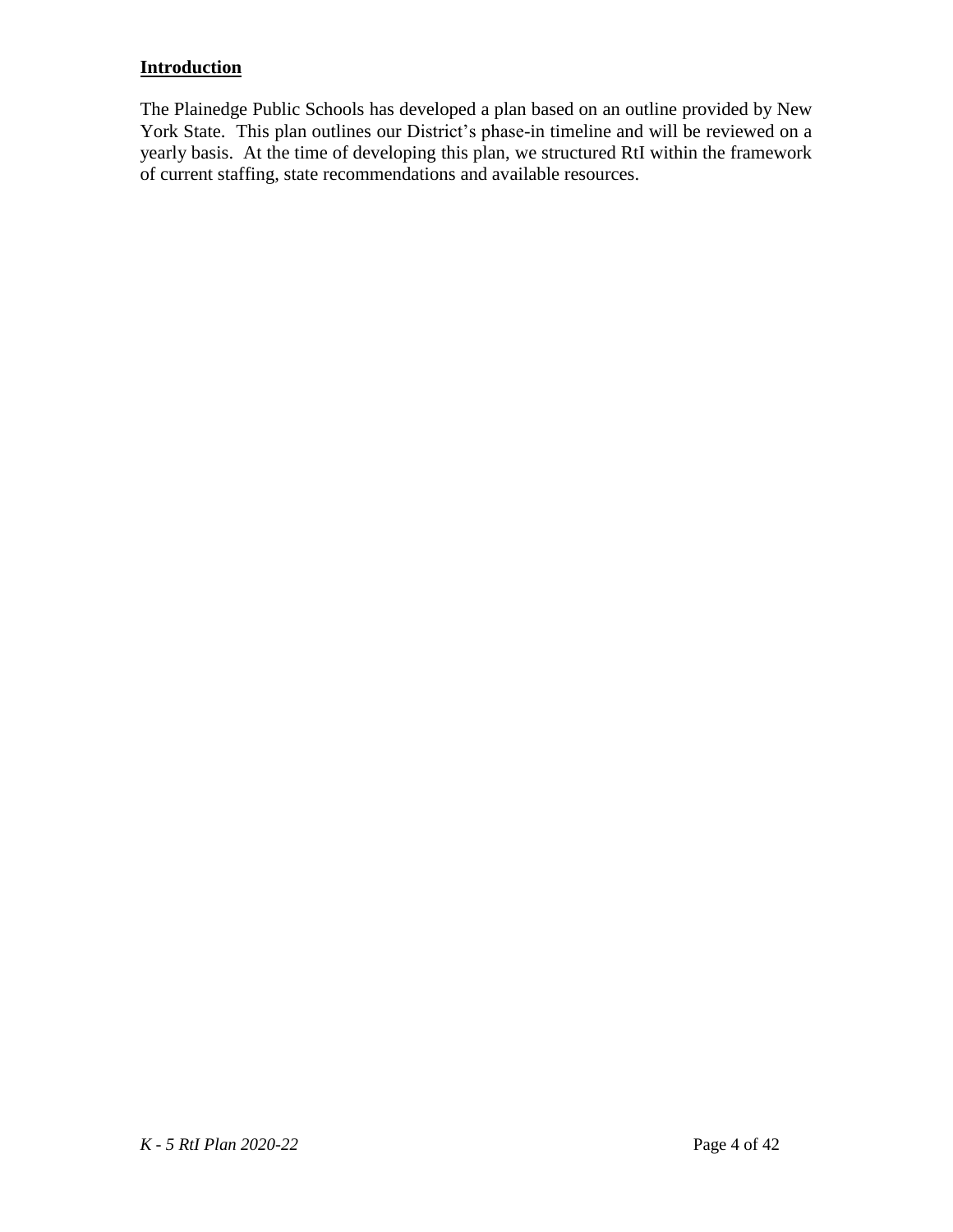## Introduction

The Plainedge Public Schools has developed a plan based on an outline provided by New York State. This plan outlines our District's phase-in timeline and will be reviewed on a yearly basis. At the time of developing this plan, we structured RtI within the framework of current staffing, state recommendations and available resources.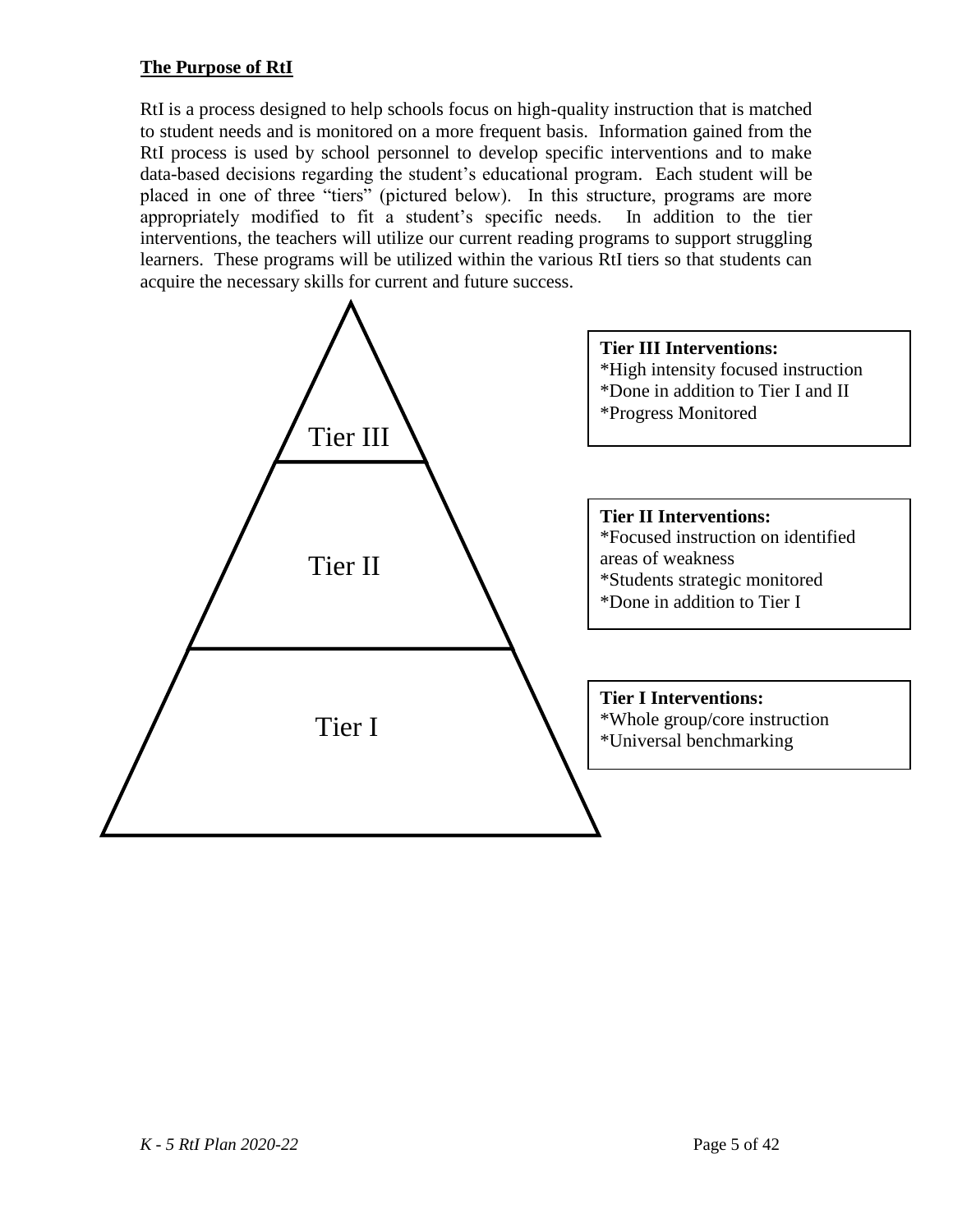**The Purpose of RtI**

RtI is a process designed to help schools focus on high-quality instruction that is matched to student needs and is monitored on a more frequent basis. Information gained from the RtI process is used by school personnel to develop specific interventions and to make data-based decisions regarding the student's educational program. Each student will be placed in one of three "tiers" (pictured below). In this structure, programs are more appropriately modified to fit a student's specific needs. In addition to the tier interventions, the teachers will utilize our current reading programs to support struggling learners. These programs will be utilized within the various RtI tiers so that students can acquire the necessary skills for current and future success.

Tier III

Tier II

Tier I

**Tier III Interventions:**
*High intensity focused instruction
*Done in addition to Tier I and II
*Progress Monitored

**Tier II Interventions:**
*Focused instruction on identified areas of weakness
*Students strategic monitored
*Done in addition to Tier I

**Tier I Interventions:**
*Whole group/core instruction
*Universal benchmarking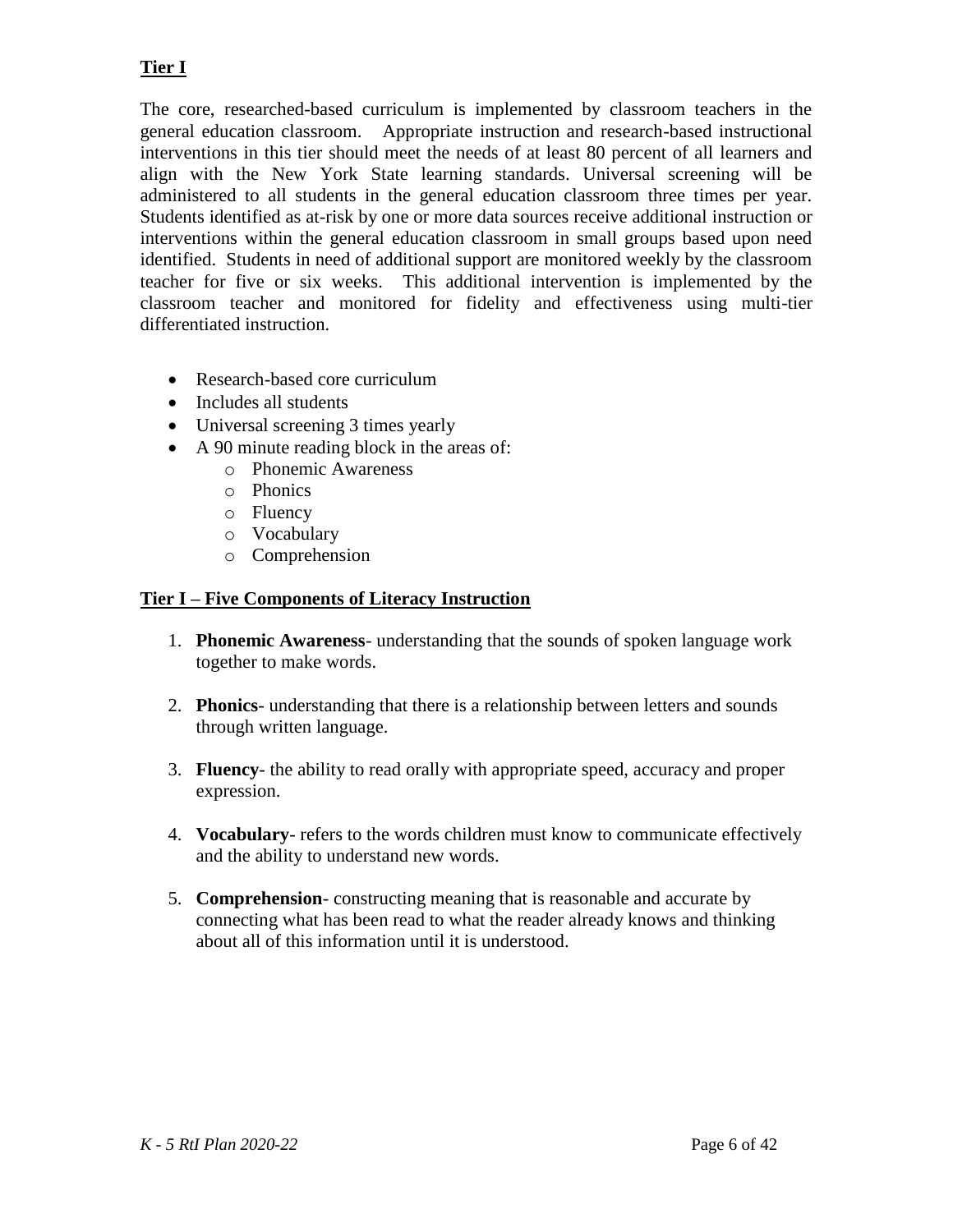**Tier I**

The core, researched-based curriculum is implemented by classroom teachers in the general education classroom. Appropriate instruction and research-based instructional interventions in this tier should meet the needs of at least 80 percent of all learners and align with the New York State learning standards. Universal screening will be administered to all students in the general education classroom three times per year. Students identified as at-risk by one or more data sources receive additional instruction or interventions within the general education classroom in small groups based upon need identified. Students in need of additional support are monitored weekly by the classroom teacher for five or six weeks. This additional intervention is implemented by the classroom teacher and monitored for fidelity and effectiveness using multi-tier differentiated instruction.

- Research-based core curriculum
- Includes all students
- Universal screening 3 times yearly
- A 90 minute reading block in the areas of:
  - Phonemic Awareness
  - Phonics
  - Fluency
  - Vocabulary
  - Comprehension

**Tier I – Five Components of Literacy Instruction**

1. **Phonemic Awareness**- understanding that the sounds of spoken language work together to make words.
2. **Phonics**- understanding that there is a relationship between letters and sounds through written language.
3. **Fluency**- the ability to read orally with appropriate speed, accuracy and proper expression.
4. **Vocabulary**- refers to the words children must know to communicate effectively and the ability to understand new words.
5. **Comprehension**- constructing meaning that is reasonable and accurate by connecting what has been read to what the reader already knows and thinking about all of this information until it is understood.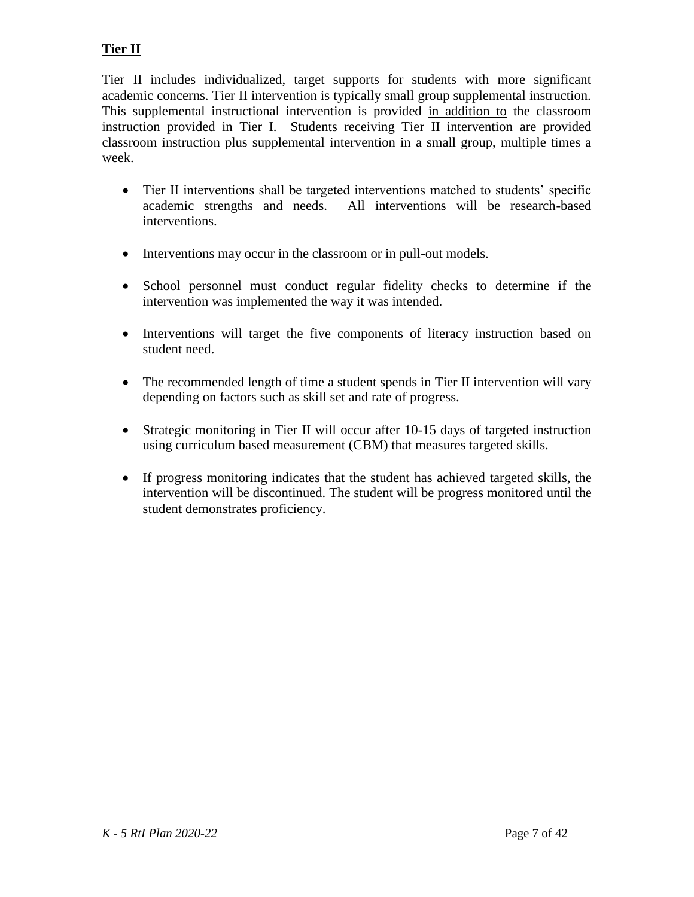## **Tier II**

Tier II includes individualized, target supports for students with more significant academic concerns. Tier II intervention is typically small group supplemental instruction. This supplemental instructional intervention is provided <u>in addition to</u> the classroom instruction provided in Tier I. Students receiving Tier II intervention are provided classroom instruction plus supplemental intervention in a small group, multiple times a week.

- Tier II interventions shall be targeted interventions matched to students' specific academic strengths and needs. All interventions will be research-based interventions.
- Interventions may occur in the classroom or in pull-out models.
- School personnel must conduct regular fidelity checks to determine if the intervention was implemented the way it was intended.
- Interventions will target the five components of literacy instruction based on student need.
- The recommended length of time a student spends in Tier II intervention will vary depending on factors such as skill set and rate of progress.
- Strategic monitoring in Tier II will occur after 10-15 days of targeted instruction using curriculum based measurement (CBM) that measures targeted skills.
- If progress monitoring indicates that the student has achieved targeted skills, the intervention will be discontinued. The student will be progress monitored until the student demonstrates proficiency.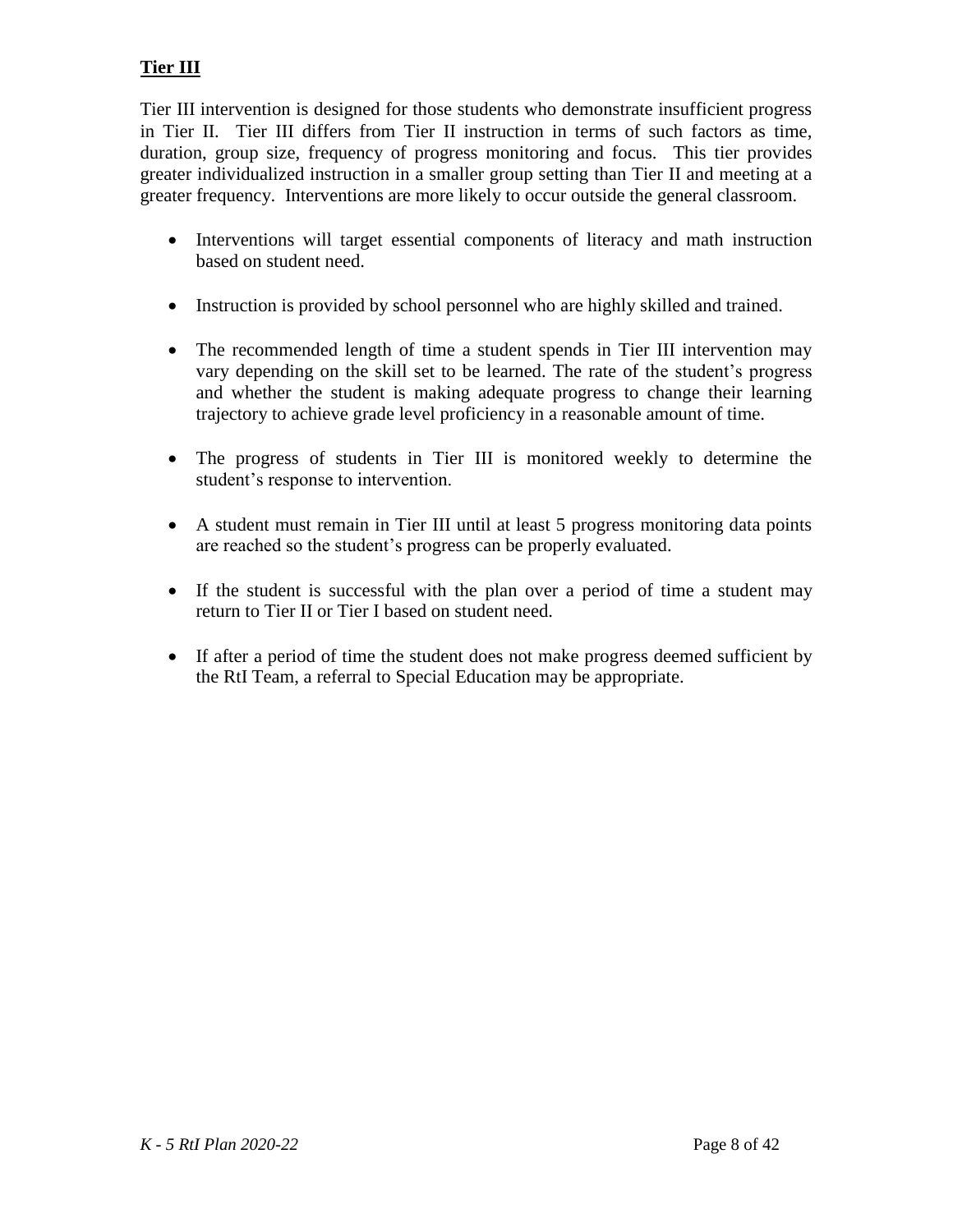## **Tier III**

Tier III intervention is designed for those students who demonstrate insufficient progress in Tier II. Tier III differs from Tier II instruction in terms of such factors as time, duration, group size, frequency of progress monitoring and focus. This tier provides greater individualized instruction in a smaller group setting than Tier II and meeting at a greater frequency. Interventions are more likely to occur outside the general classroom.

- Interventions will target essential components of literacy and math instruction based on student need.
- Instruction is provided by school personnel who are highly skilled and trained.
- The recommended length of time a student spends in Tier III intervention may vary depending on the skill set to be learned. The rate of the student's progress and whether the student is making adequate progress to change their learning trajectory to achieve grade level proficiency in a reasonable amount of time.
- The progress of students in Tier III is monitored weekly to determine the student's response to intervention.
- A student must remain in Tier III until at least 5 progress monitoring data points are reached so the student's progress can be properly evaluated.
- If the student is successful with the plan over a period of time a student may return to Tier II or Tier I based on student need.
- If after a period of time the student does not make progress deemed sufficient by the RtI Team, a referral to Special Education may be appropriate.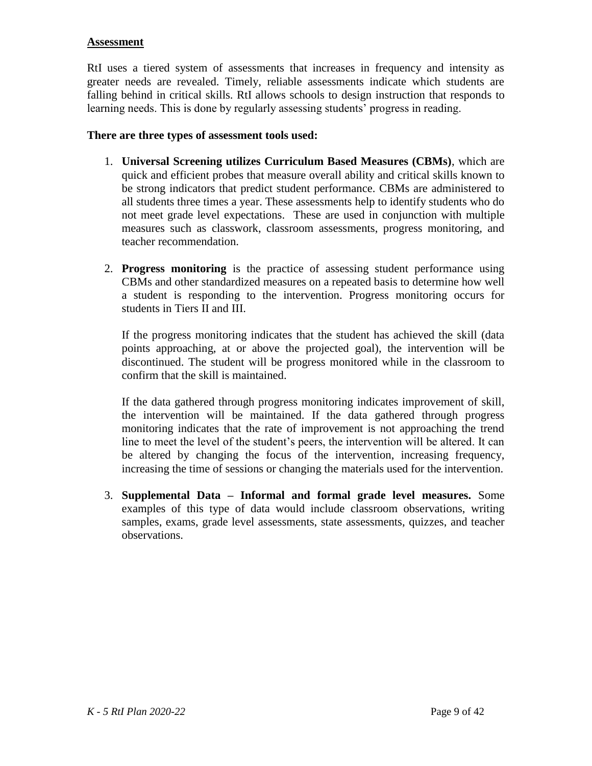## Assessment

RtI uses a tiered system of assessments that increases in frequency and intensity as greater needs are revealed. Timely, reliable assessments indicate which students are falling behind in critical skills. RtI allows schools to design instruction that responds to learning needs. This is done by regularly assessing students' progress in reading.

**There are three types of assessment tools used:**

1. **Universal Screening utilizes Curriculum Based Measures (CBMs)**, which are quick and efficient probes that measure overall ability and critical skills known to be strong indicators that predict student performance. CBMs are administered to all students three times a year. These assessments help to identify students who do not meet grade level expectations. These are used in conjunction with multiple measures such as classwork, classroom assessments, progress monitoring, and teacher recommendation.

2. **Progress monitoring** is the practice of assessing student performance using CBMs and other standardized measures on a repeated basis to determine how well a student is responding to the intervention. Progress monitoring occurs for students in Tiers II and III.

   If the progress monitoring indicates that the student has achieved the skill (data points approaching, at or above the projected goal), the intervention will be discontinued. The student will be progress monitored while in the classroom to confirm that the skill is maintained.

   If the data gathered through progress monitoring indicates improvement of skill, the intervention will be maintained. If the data gathered through progress monitoring indicates that the rate of improvement is not approaching the trend line to meet the level of the student's peers, the intervention will be altered. It can be altered by changing the focus of the intervention, increasing frequency, increasing the time of sessions or changing the materials used for the intervention.

3. **Supplemental Data – Informal and formal grade level measures.** Some examples of this type of data would include classroom observations, writing samples, exams, grade level assessments, state assessments, quizzes, and teacher observations.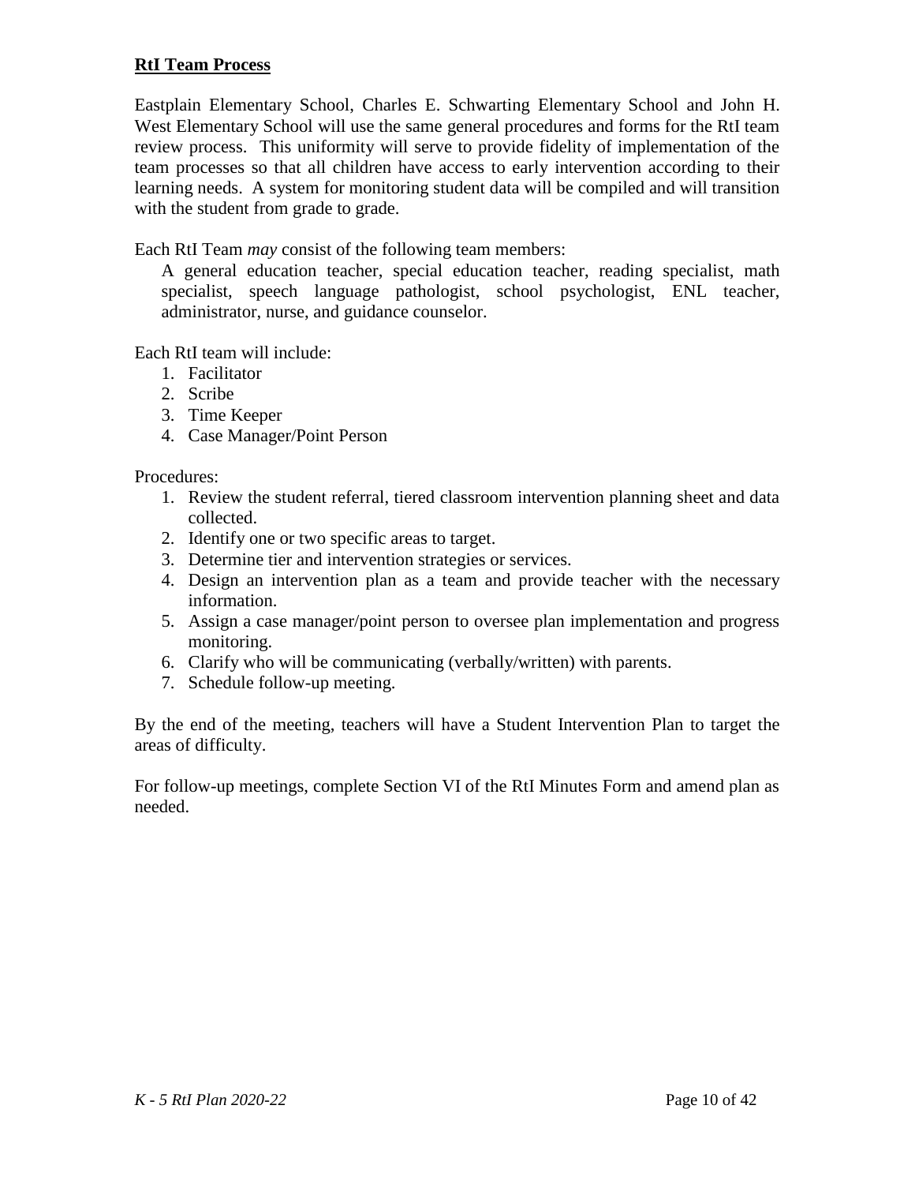## **RtI Team Process**

Eastplain Elementary School, Charles E. Schwarting Elementary School and John H. West Elementary School will use the same general procedures and forms for the RtI team review process. This uniformity will serve to provide fidelity of implementation of the team processes so that all children have access to early intervention according to their learning needs. A system for monitoring student data will be compiled and will transition with the student from grade to grade.

Each RtI Team *may* consist of the following team members:

A general education teacher, special education teacher, reading specialist, math specialist, speech language pathologist, school psychologist, ENL teacher, administrator, nurse, and guidance counselor.

Each RtI team will include:

1. Facilitator
2. Scribe
3. Time Keeper
4. Case Manager/Point Person

Procedures:

1. Review the student referral, tiered classroom intervention planning sheet and data collected.
2. Identify one or two specific areas to target.
3. Determine tier and intervention strategies or services.
4. Design an intervention plan as a team and provide teacher with the necessary information.
5. Assign a case manager/point person to oversee plan implementation and progress monitoring.
6. Clarify who will be communicating (verbally/written) with parents.
7. Schedule follow-up meeting.

By the end of the meeting, teachers will have a Student Intervention Plan to target the areas of difficulty.

For follow-up meetings, complete Section VI of the RtI Minutes Form and amend plan as needed.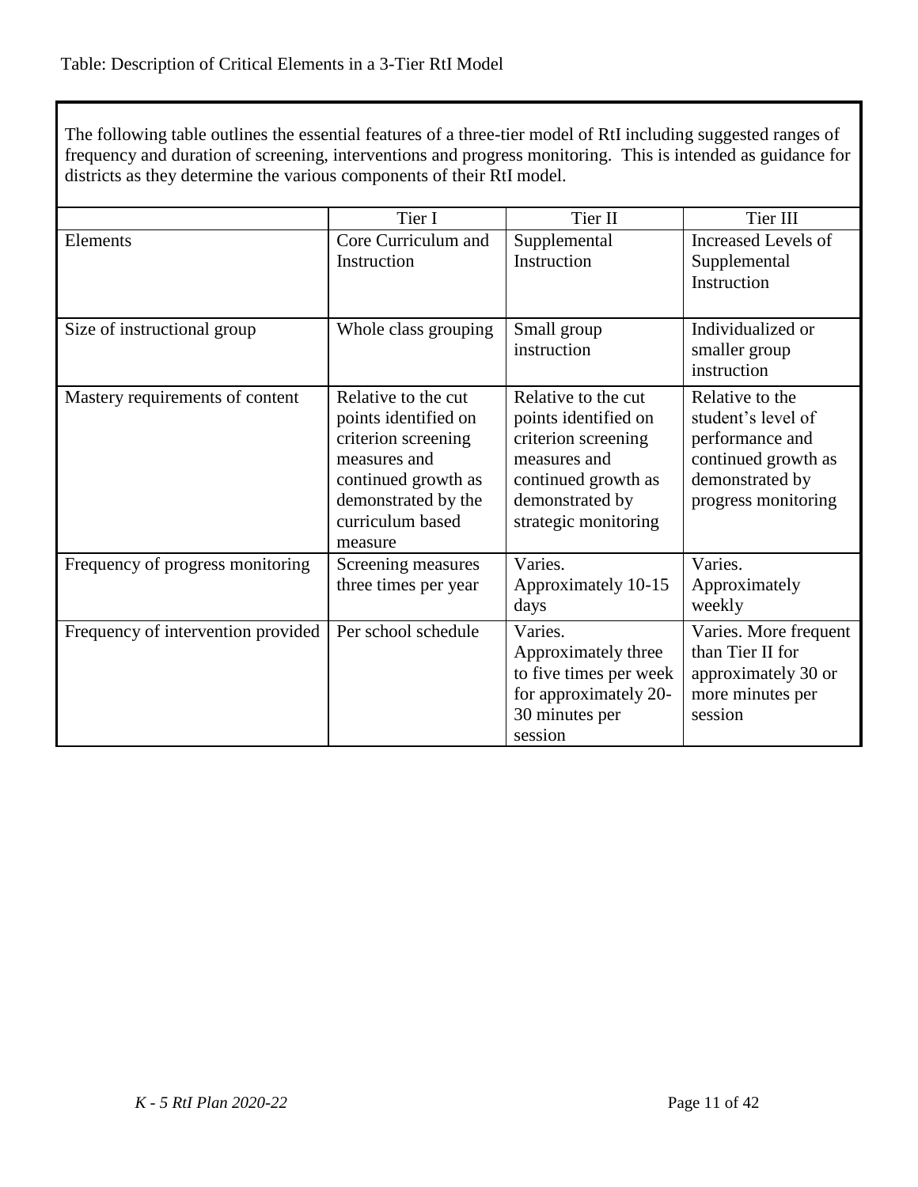Table: Description of Critical Elements in a 3-Tier RtI Model

The following table outlines the essential features of a three-tier model of RtI including suggested ranges of frequency and duration of screening, interventions and progress monitoring. This is intended as guidance for districts as they determine the various components of their RtI model.

| | Tier I | Tier II | Tier III |
|---|---|---|---|
| Elements | Core Curriculum and Instruction | Supplemental Instruction | Increased Levels of Supplemental Instruction |
| Size of instructional group | Whole class grouping | Small group instruction | Individualized or smaller group instruction |
| Mastery requirements of content | Relative to the cut points identified on criterion screening measures and continued growth as demonstrated by the curriculum based measure | Relative to the cut points identified on criterion screening measures and continued growth as demonstrated by strategic monitoring | Relative to the student's level of performance and continued growth as demonstrated by progress monitoring |
| Frequency of progress monitoring | Screening measures three times per year | Varies. Approximately 10-15 days | Varies. Approximately weekly |
| Frequency of intervention provided | Per school schedule | Varies. Approximately three to five times per week for approximately 20-30 minutes per session | Varies. More frequent than Tier II for approximately 30 or more minutes per session |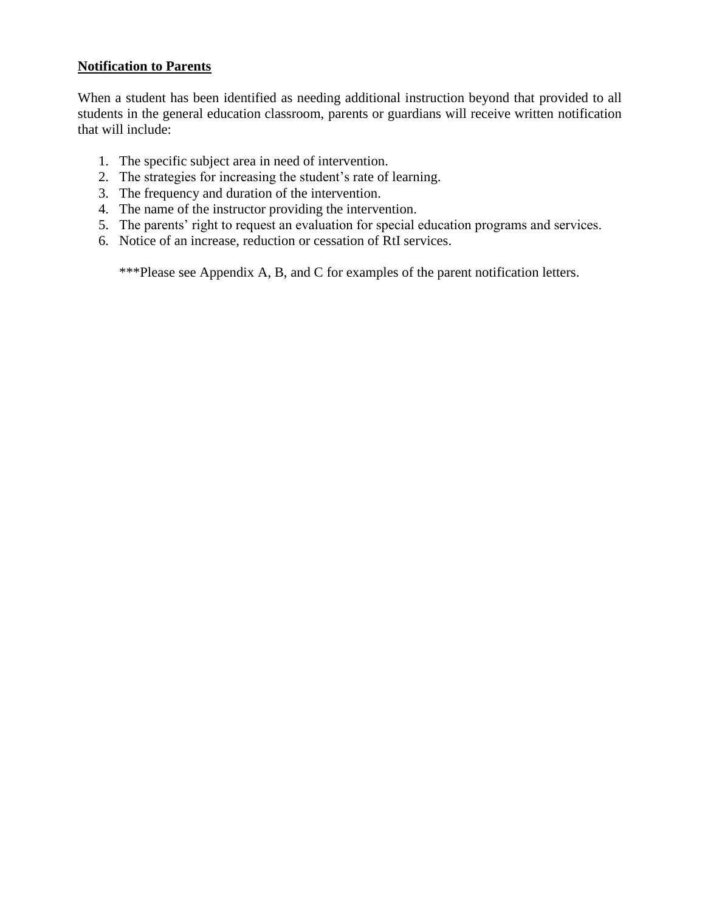**Notification to Parents**

When a student has been identified as needing additional instruction beyond that provided to all students in the general education classroom, parents or guardians will receive written notification that will include:

1. The specific subject area in need of intervention.
2. The strategies for increasing the student's rate of learning.
3. The frequency and duration of the intervention.
4. The name of the instructor providing the intervention.
5. The parents' right to request an evaluation for special education programs and services.
6. Notice of an increase, reduction or cessation of RtI services.

***Please see Appendix A, B, and C for examples of the parent notification letters.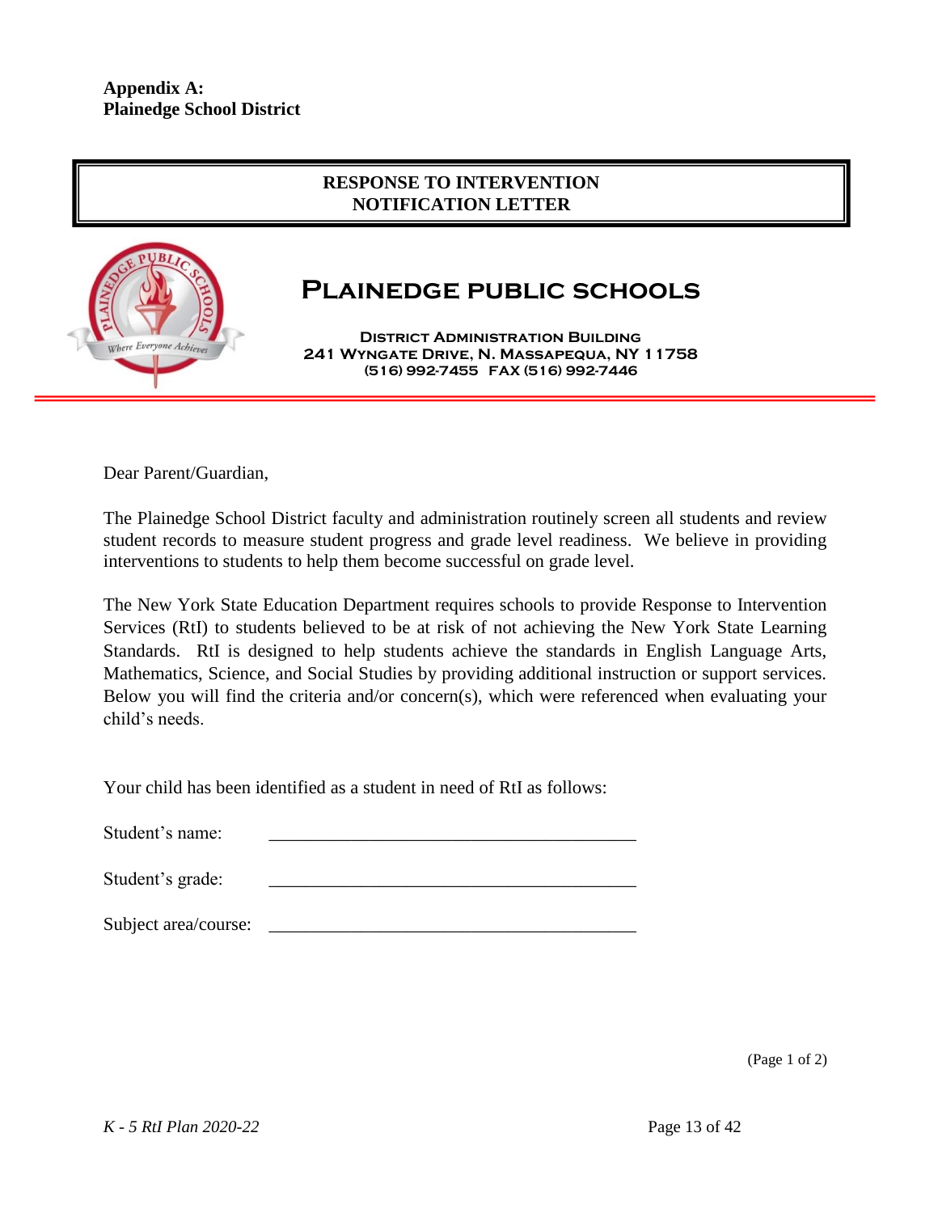**Appendix A:**
**Plainedge School District**

## RESPONSE TO INTERVENTION NOTIFICATION LETTER

## PLAINEDGE PUBLIC SCHOOLS

**DISTRICT ADMINISTRATION BUILDING**
**241 WYNGATE DRIVE, N. MASSAPEQUA, NY 11758**
**(516) 992-7455 FAX (516) 992-7446**

Dear Parent/Guardian,

The Plainedge School District faculty and administration routinely screen all students and review student records to measure student progress and grade level readiness. We believe in providing interventions to students to help them become successful on grade level.

The New York State Education Department requires schools to provide Response to Intervention Services (RtI) to students believed to be at risk of not achieving the New York State Learning Standards. RtI is designed to help students achieve the standards in English Language Arts, Mathematics, Science, and Social Studies by providing additional instruction or support services. Below you will find the criteria and/or concern(s), which were referenced when evaluating your child's needs.

Your child has been identified as a student in need of RtI as follows:

Student's name: ________________________________________

Student's grade: ________________________________________

Subject area/course: ________________________________________

(Page 1 of 2)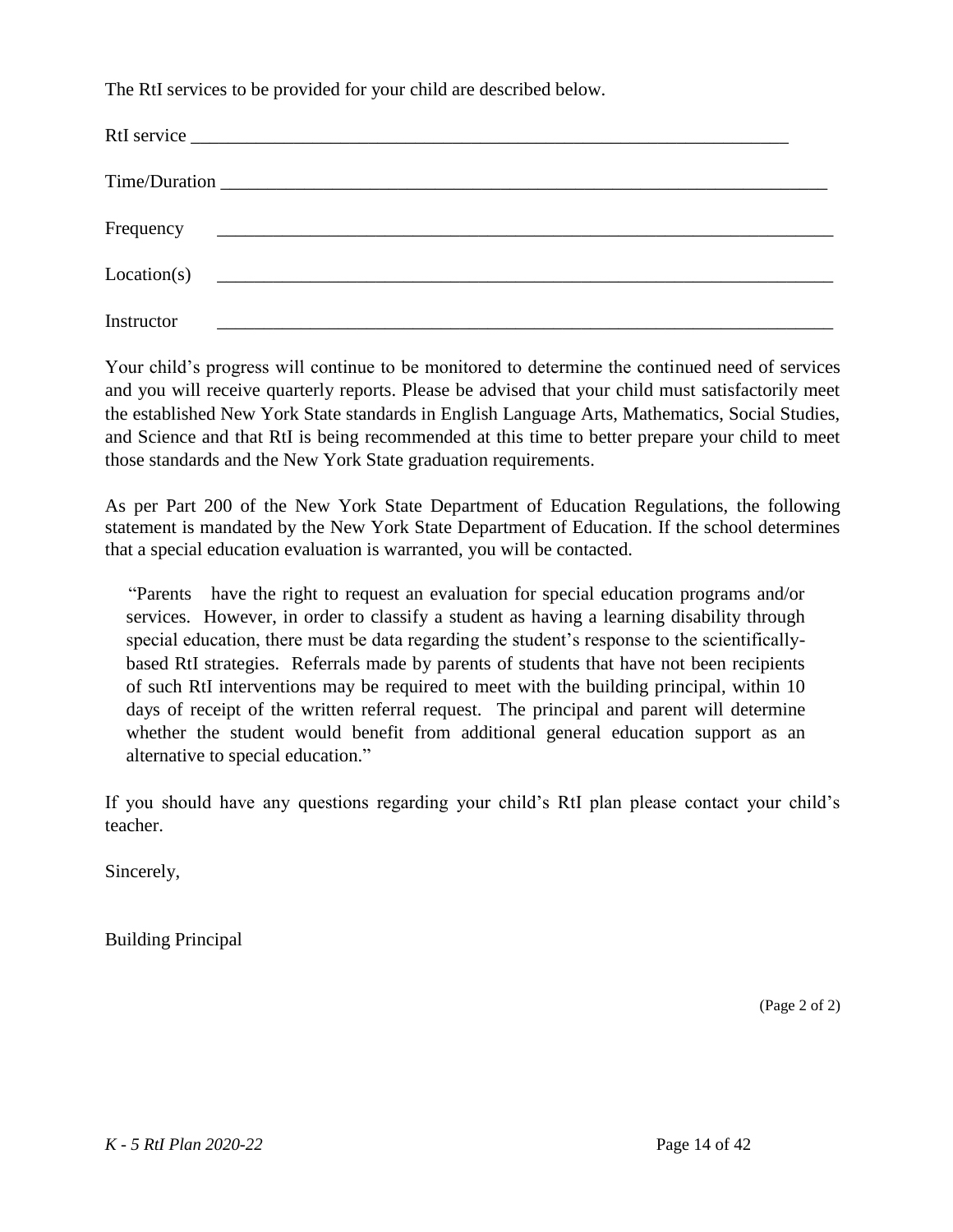The RtI services to be provided for your child are described below.

RtI service ____________________________________________________________________

Time/Duration __________________________________________________________________

Frequency ______________________________________________________________________

Location(s) ____________________________________________________________________

Instructor _____________________________________________________________________

Your child's progress will continue to be monitored to determine the continued need of services and you will receive quarterly reports. Please be advised that your child must satisfactorily meet the established New York State standards in English Language Arts, Mathematics, Social Studies, and Science and that RtI is being recommended at this time to better prepare your child to meet those standards and the New York State graduation requirements.

As per Part 200 of the New York State Department of Education Regulations, the following statement is mandated by the New York State Department of Education. If the school determines that a special education evaluation is warranted, you will be contacted.

> "Parents have the right to request an evaluation for special education programs and/or services. However, in order to classify a student as having a learning disability through special education, there must be data regarding the student's response to the scientifically-based RtI strategies. Referrals made by parents of students that have not been recipients of such RtI interventions may be required to meet with the building principal, within 10 days of receipt of the written referral request. The principal and parent will determine whether the student would benefit from additional general education support as an alternative to special education."

If you should have any questions regarding your child's RtI plan please contact your child's teacher.

Sincerely,

Building Principal

(Page 2 of 2)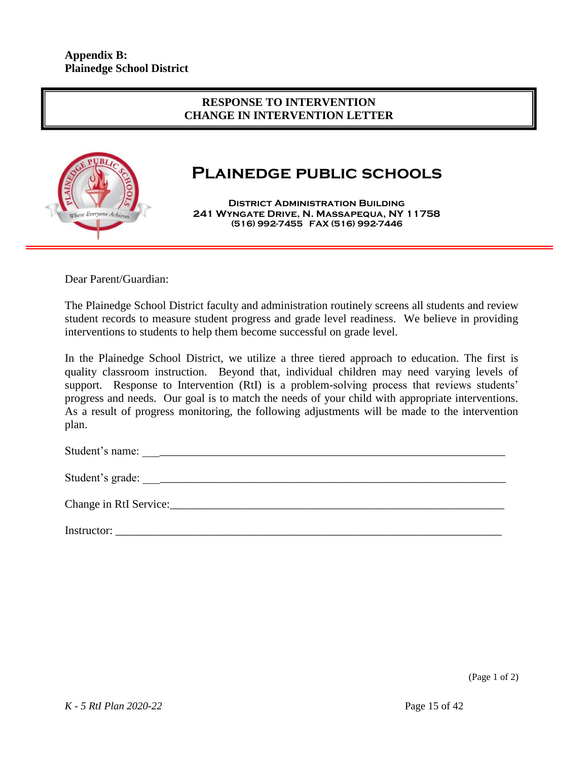**Appendix B:**
**Plainedge School District**

# RESPONSE TO INTERVENTION
# CHANGE IN INTERVENTION LETTER

## PLAINEDGE PUBLIC SCHOOLS

**DISTRICT ADMINISTRATION BUILDING**
**241 WYNGATE DRIVE, N. MASSAPEQUA, NY 11758**
**(516) 992-7455 FAX (516) 992-7446**

Dear Parent/Guardian:

The Plainedge School District faculty and administration routinely screens all students and review student records to measure student progress and grade level readiness. We believe in providing interventions to students to help them become successful on grade level.

In the Plainedge School District, we utilize a three tiered approach to education. The first is quality classroom instruction. Beyond that, individual children may need varying levels of support. Response to Intervention (RtI) is a problem-solving process that reviews students' progress and needs. Our goal is to match the needs of your child with appropriate interventions. As a result of progress monitoring, the following adjustments will be made to the intervention plan.

Student's name: ___________________________________________________________________

Student's grade: ___________________________________________________________________

Change in RtI Service:______________________________________________________________

Instructor: _______________________________________________________________________

(Page 1 of 2)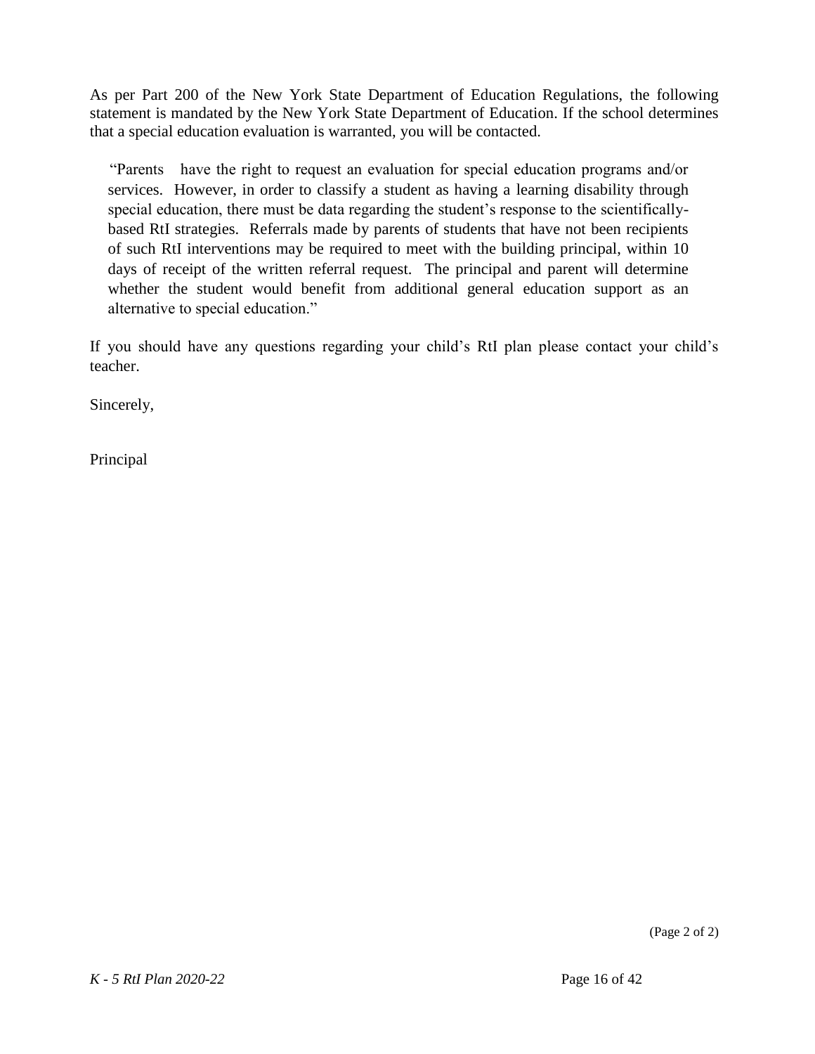As per Part 200 of the New York State Department of Education Regulations, the following statement is mandated by the New York State Department of Education. If the school determines that a special education evaluation is warranted, you will be contacted.

> "Parents have the right to request an evaluation for special education programs and/or services. However, in order to classify a student as having a learning disability through special education, there must be data regarding the student's response to the scientifically-based RtI strategies. Referrals made by parents of students that have not been recipients of such RtI interventions may be required to meet with the building principal, within 10 days of receipt of the written referral request. The principal and parent will determine whether the student would benefit from additional general education support as an alternative to special education."

If you should have any questions regarding your child's RtI plan please contact your child's teacher.

Sincerely,

Principal

(Page 2 of 2)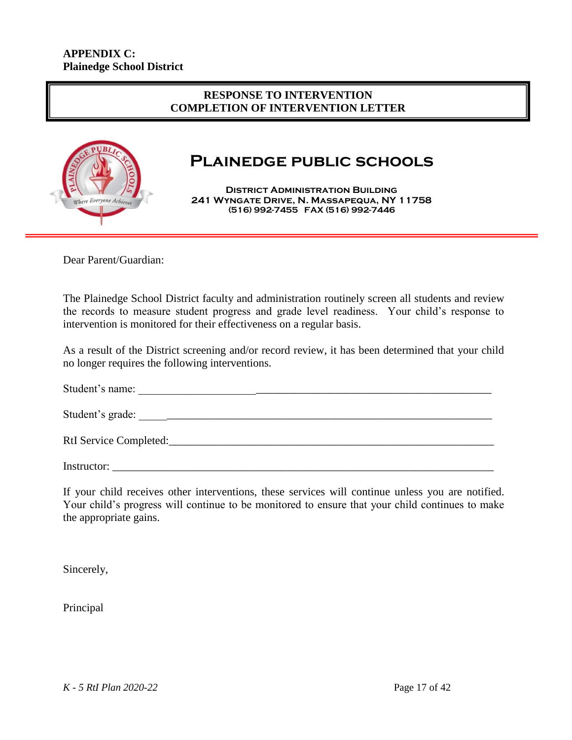**APPENDIX C:**
**Plainedge School District**

## RESPONSE TO INTERVENTION
## COMPLETION OF INTERVENTION LETTER

# PLAINEDGE PUBLIC SCHOOLS

**DISTRICT ADMINISTRATION BUILDING**
**241 WYNGATE DRIVE, N. MASSAPEQUA, NY 11758**
**(516) 992-7455 FAX (516) 992-7446**

Dear Parent/Guardian:

The Plainedge School District faculty and administration routinely screen all students and review the records to measure student progress and grade level readiness. Your child's response to intervention is monitored for their effectiveness on a regular basis.

As a result of the District screening and/or record review, it has been determined that your child no longer requires the following interventions.

Student's name: ___________________________________________________________________

Student's grade: __________________________________________________________________

RtI Service Completed:____________________________________________________________

Instructor: _______________________________________________________________________

If your child receives other interventions, these services will continue unless you are notified. Your child's progress will continue to be monitored to ensure that your child continues to make the appropriate gains.

Sincerely,

Principal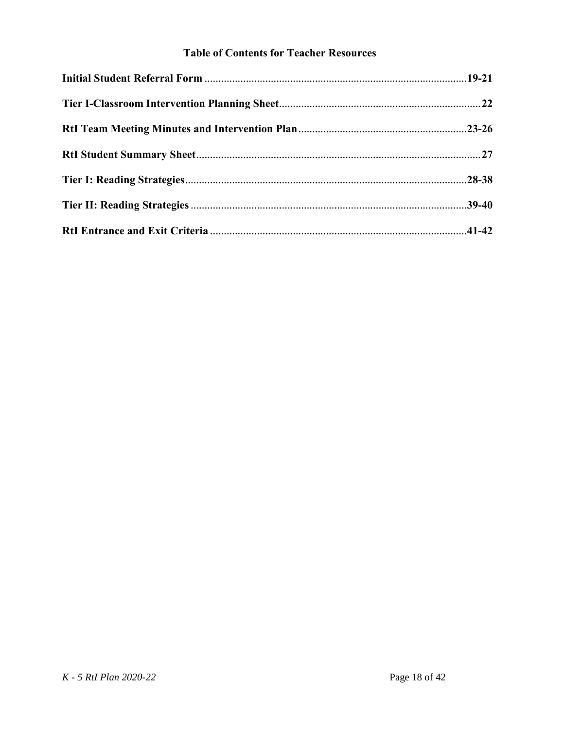## Table of Contents for Teacher Resources

**Initial Student Referral Form** ............................................................. **19-21**

**Tier I-Classroom Intervention Planning Sheet**............................................. **22**

**RtI Team Meeting Minutes and Intervention Plan**........................................ **23-26**

**RtI Student Summary Sheet**.............................................................................. **27**

**Tier I: Reading Strategies**................................................................................. **28-38**

**Tier II: Reading Strategies** ............................................................................... **39-40**

**RtI Entrance and Exit Criteria** ......................................................................... **41-42**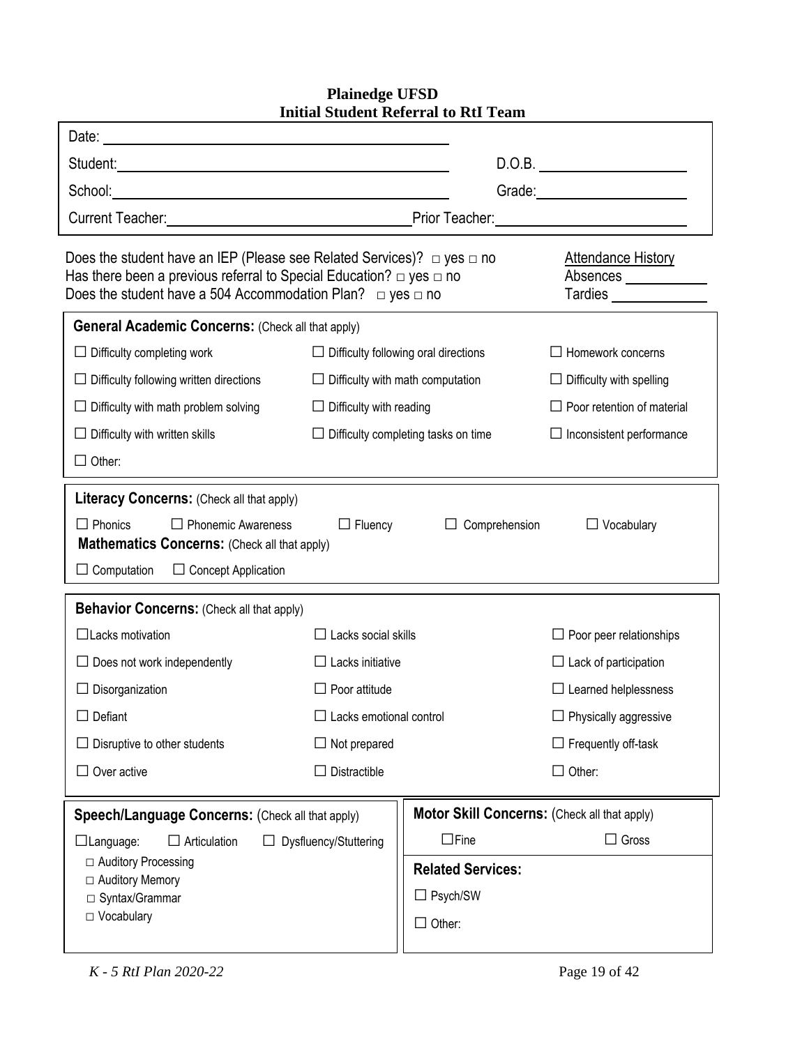# Plainedge UFSD
## Initial Student Referral to RtI Team

Date: ______________________

Student: ______________________ D.O.B. ______________

School: ______________________ Grade: ______________

Current Teacher: ______________________ Prior Teacher: ______________________

Does the student have an IEP (Please see Related Services)? □ yes □ no
Has there been a previous referral to Special Education? □ yes □ no
Does the student have a 504 Accommodation Plan? □ yes □ no

Attendance History
Absences ___________
Tardies ___________

**General Academic Concerns:** (Check all that apply)

| | | |
|---|---|---|
| ☐ Difficulty completing work | ☐ Difficulty following oral directions | ☐ Homework concerns |
| ☐ Difficulty following written directions | ☐ Difficulty with math computation | ☐ Difficulty with spelling |
| ☐ Difficulty with math problem solving | ☐ Difficulty with reading | ☐ Poor retention of material |
| ☐ Difficulty with written skills | ☐ Difficulty completing tasks on time | ☐ Inconsistent performance |
| ☐ Other: | | |

**Literacy Concerns:** (Check all that apply)

☐ Phonics ☐ Phonemic Awareness ☐ Fluency ☐ Comprehension ☐ Vocabulary

**Mathematics Concerns:** (Check all that apply)

☐ Computation ☐ Concept Application

**Behavior Concerns:** (Check all that apply)

| | | |
|---|---|---|
| ☐ Lacks motivation | ☐ Lacks social skills | ☐ Poor peer relationships |
| ☐ Does not work independently | ☐ Lacks initiative | ☐ Lack of participation |
| ☐ Disorganization | ☐ Poor attitude | ☐ Learned helplessness |
| ☐ Defiant | ☐ Lacks emotional control | ☐ Physically aggressive |
| ☐ Disruptive to other students | ☐ Not prepared | ☐ Frequently off-task |
| ☐ Over active | ☐ Distractible | ☐ Other: |

**Speech/Language Concerns:** (Check all that apply)

☐ Language: ☐ Articulation ☐ Dysfluency/Stuttering

- □ Auditory Processing
- □ Auditory Memory
- □ Syntax/Grammar
- □ Vocabulary

**Motor Skill Concerns:** (Check all that apply)

☐ Fine ☐ Gross

**Related Services:**

☐ Psych/SW

☐ Other:

*K - 5 RtI Plan 2020-22*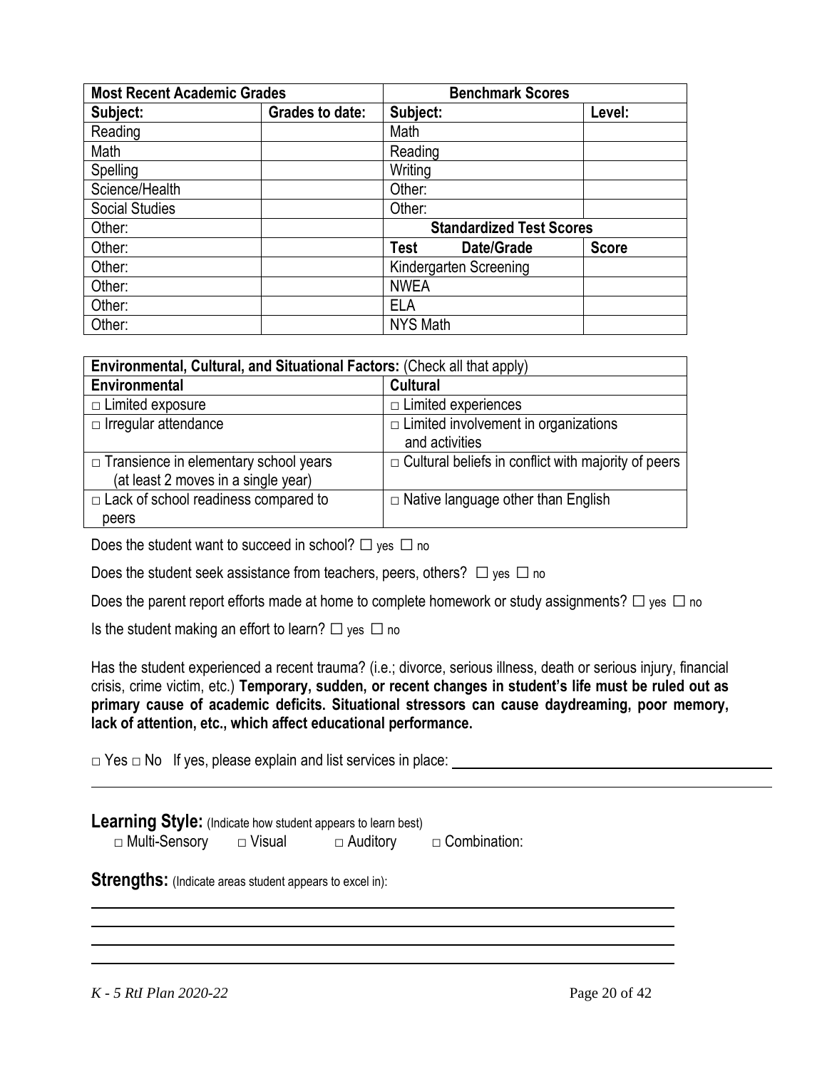| Most Recent Academic Grades | | Benchmark Scores | |
|---|---|---|---|
| **Subject:** | **Grades to date:** | **Subject:** | **Level:** |
| Reading | | Math | |
| Math | | Reading | |
| Spelling | | Writing | |
| Science/Health | | Other: | |
| Social Studies | | Other: | |
| Other: | | **Standardized Test Scores** | |
| Other: | | **Test Date/Grade** | **Score** |
| Other: | | Kindergarten Screening | |
| Other: | | NWEA | |
| Other: | | ELA | |
| Other: | | NYS Math | |

| **Environmental, Cultural, and Situational Factors:** (Check all that apply) | |
|---|---|
| **Environmental** | **Cultural** |
| □ Limited exposure | □ Limited experiences |
| □ Irregular attendance | □ Limited involvement in organizations and activities |
| □ Transience in elementary school years (at least 2 moves in a single year) | □ Cultural beliefs in conflict with majority of peers |
| □ Lack of school readiness compared to peers | □ Native language other than English |

Does the student want to succeed in school? ☐ yes ☐ no

Does the student seek assistance from teachers, peers, others? ☐ yes ☐ no

Does the parent report efforts made at home to complete homework or study assignments? ☐ yes ☐ no

Is the student making an effort to learn? ☐ yes ☐ no

Has the student experienced a recent trauma? (i.e.; divorce, serious illness, death or serious injury, financial crisis, crime victim, etc.) **Temporary, sudden, or recent changes in student's life must be ruled out as primary cause of academic deficits. Situational stressors can cause daydreaming, poor memory, lack of attention, etc., which affect educational performance.**

□ Yes □ No If yes, please explain and list services in place: ______________________________

______________________________________________________________________________

**Learning Style:** (Indicate how student appears to learn best)

□ Multi-Sensory □ Visual □ Auditory □ Combination:

**Strengths:** (Indicate areas student appears to excel in):

______________________________________________________________________________

______________________________________________________________________________

______________________________________________________________________________

______________________________________________________________________________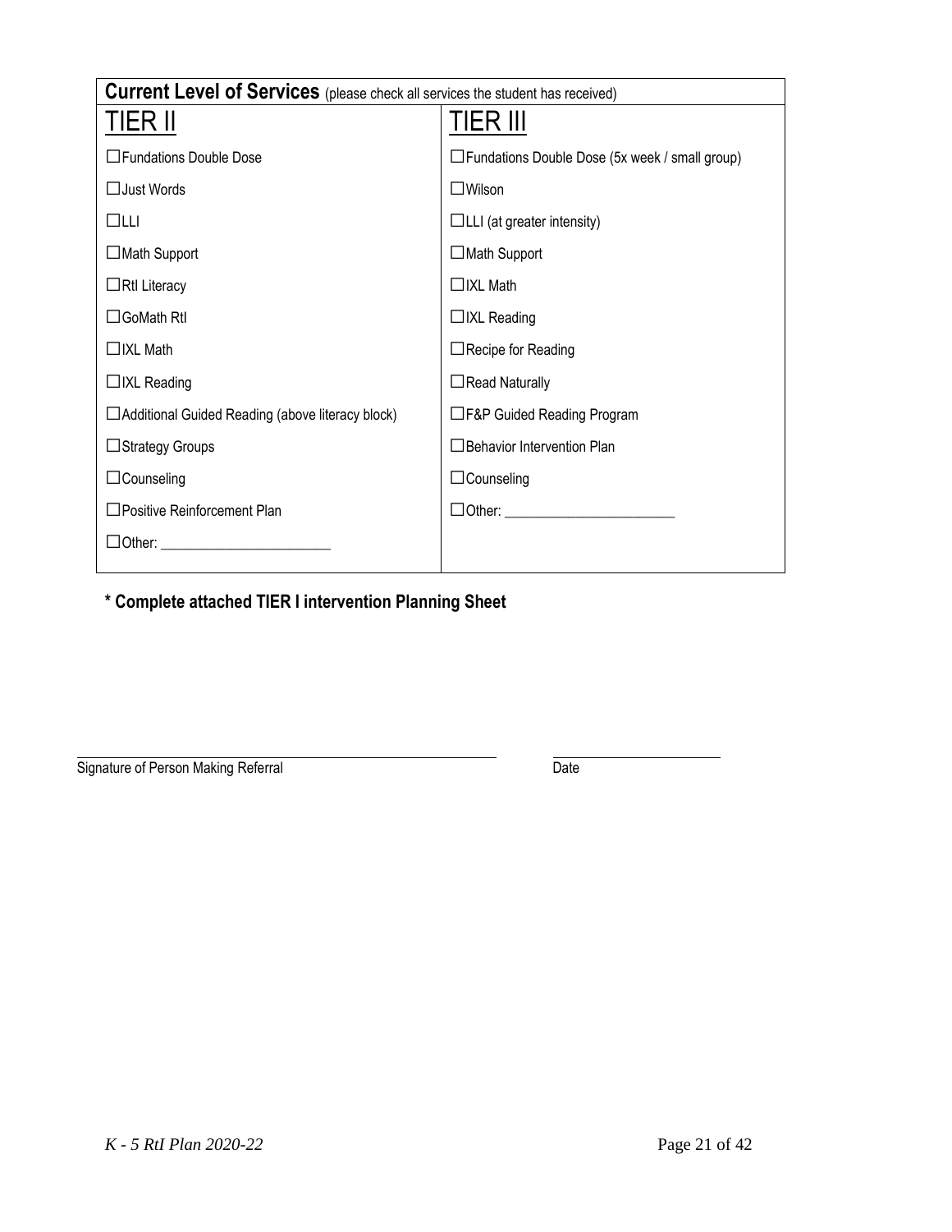| **Current Level of Services** (please check all services the student has received) | |
|---|---|
| TIER II | TIER III |
| ☐Fundations Double Dose | ☐Fundations Double Dose (5x week / small group) |
| ☐Just Words | ☐Wilson |
| ☐LLI | ☐LLI (at greater intensity) |
| ☐Math Support | ☐Math Support |
| ☐RtI Literacy | ☐IXL Math |
| ☐GoMath RtI | ☐IXL Reading |
| ☐IXL Math | ☐Recipe for Reading |
| ☐IXL Reading | ☐Read Naturally |
| ☐Additional Guided Reading (above literacy block) | ☐F&P Guided Reading Program |
| ☐Strategy Groups | ☐Behavior Intervention Plan |
| ☐Counseling | ☐Counseling |
| ☐Positive Reinforcement Plan | ☐Other: ______________________ |
| ☐Other: ______________________ | |

**\* Complete attached TIER I intervention Planning Sheet**

_____________________________________________ &nbsp;&nbsp;&nbsp;&nbsp; ____________________

Signature of Person Making Referral &nbsp;&nbsp;&nbsp;&nbsp; Date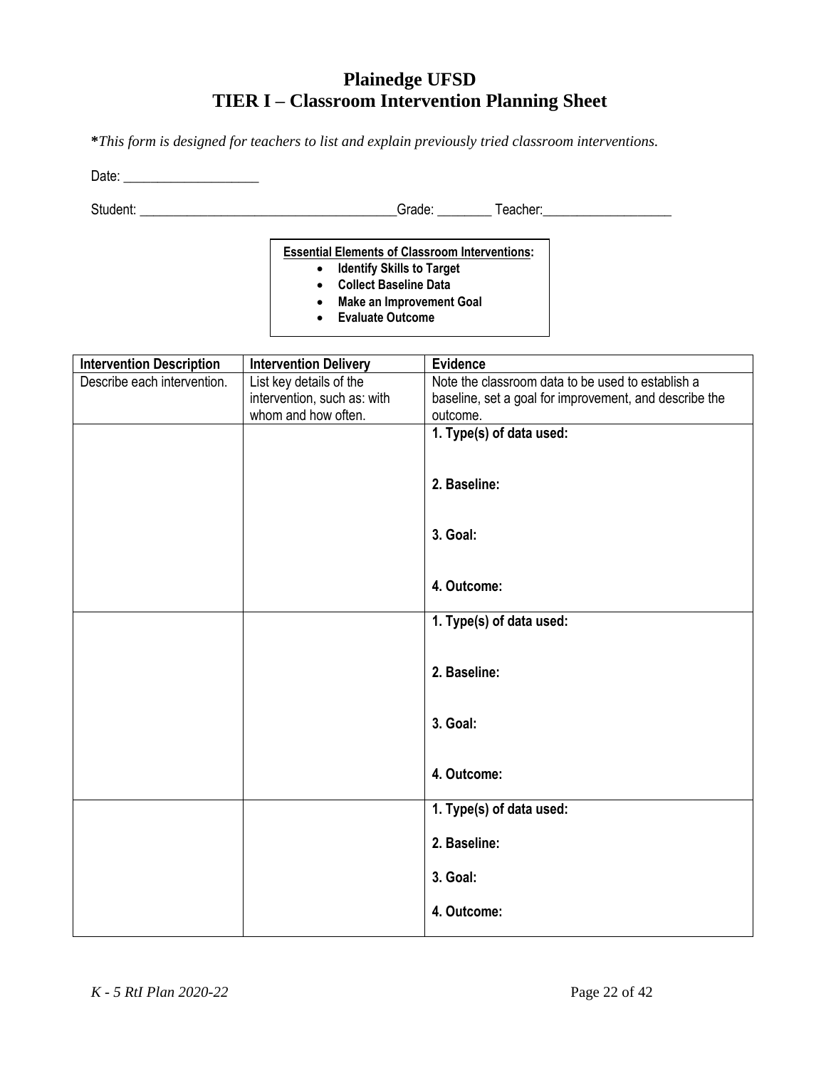# Plainedge UFSD
# TIER I – Classroom Intervention Planning Sheet

**\***_This form is designed for teachers to list and explain previously tried classroom interventions._

Date: ____________________

Student: ______________________________________Grade: ________ Teacher:___________________

**<u>Essential Elements of Classroom Interventions</u>:**

- **Identify Skills to Target**
- **Collect Baseline Data**
- **Make an Improvement Goal**
- **Evaluate Outcome**

| Intervention Description | Intervention Delivery | Evidence |
|---|---|---|
| Describe each intervention. | List key details of the intervention, such as: with whom and how often. | Note the classroom data to be used to establish a baseline, set a goal for improvement, and describe the outcome. |
| | | **1. Type(s) of data used:**<br><br>**2. Baseline:**<br><br>**3. Goal:**<br><br>**4. Outcome:** |
| | | **1. Type(s) of data used:**<br><br>**2. Baseline:**<br><br>**3. Goal:**<br><br>**4. Outcome:** |
| | | **1. Type(s) of data used:**<br><br>**2. Baseline:**<br><br>**3. Goal:**<br><br>**4. Outcome:** |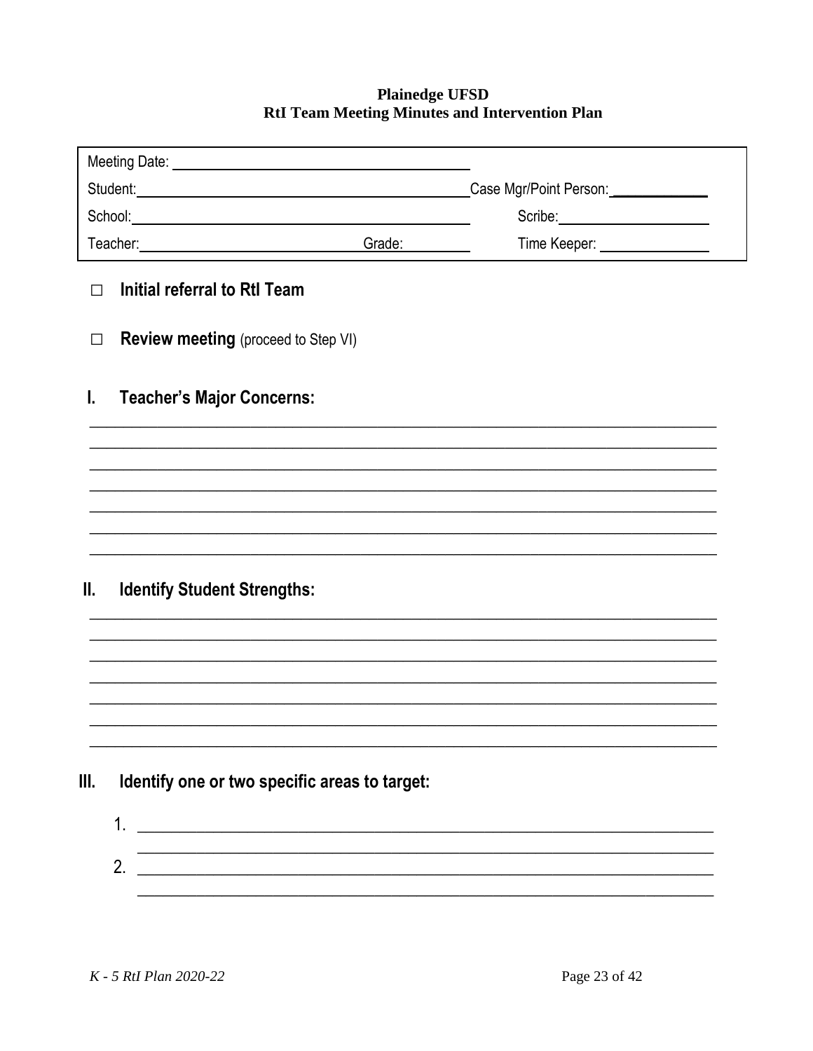**Plainedge UFSD**
**RtI Team Meeting Minutes and Intervention Plan**

| | |
|---|---|
| Meeting Date: ______________________ | |
| Student: ______________________ | Case Mgr/Point Person: ____________ |
| School: ______________________ | Scribe: ____________ |
| Teacher: ______________ Grade: ______ | Time Keeper: ____________ |

☐ **Initial referral to RtI Team**

☐ **Review meeting** (proceed to Step VI)

## I. Teacher's Major Concerns:

______________________________________________________________________________
______________________________________________________________________________
______________________________________________________________________________
______________________________________________________________________________
______________________________________________________________________________
______________________________________________________________________________
______________________________________________________________________________

## II. Identify Student Strengths:

______________________________________________________________________________
______________________________________________________________________________
______________________________________________________________________________
______________________________________________________________________________
______________________________________________________________________________
______________________________________________________________________________
______________________________________________________________________________

## III. Identify one or two specific areas to target:

1. ______________________________________________________________________
   ______________________________________________________________________
2. ______________________________________________________________________
   ______________________________________________________________________

*K - 5 RtI Plan 2020-22*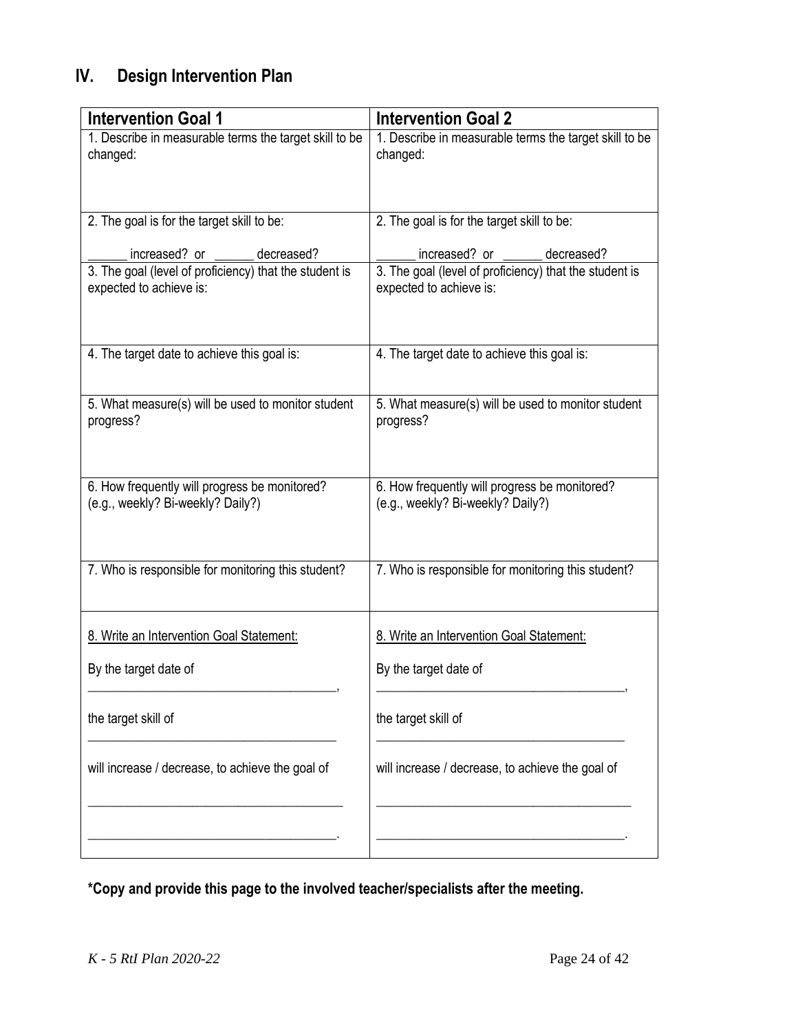## IV. Design Intervention Plan

| Intervention Goal 1 | Intervention Goal 2 |
|---|---|
| 1. Describe in measurable terms the target skill to be changed: | 1. Describe in measurable terms the target skill to be changed: |
| 2. The goal is for the target skill to be:<br><br>______ increased? or ______ decreased? | 2. The goal is for the target skill to be:<br><br>______ increased? or ______ decreased? |
| 3. The goal (level of proficiency) that the student is expected to achieve is: | 3. The goal (level of proficiency) that the student is expected to achieve is: |
| 4. The target date to achieve this goal is: | 4. The target date to achieve this goal is: |
| 5. What measure(s) will be used to monitor student progress? | 5. What measure(s) will be used to monitor student progress? |
| 6. How frequently will progress be monitored? (e.g., weekly? Bi-weekly? Daily?) | 6. How frequently will progress be monitored? (e.g., weekly? Bi-weekly? Daily?) |
| 7. Who is responsible for monitoring this student? | 7. Who is responsible for monitoring this student? |
| <u>8. Write an Intervention Goal Statement:</u><br><br>By the target date of<br>________________________________________,<br><br>the target skill of<br>________________________________________<br><br>will increase / decrease, to achieve the goal of<br><br>________________________________________<br><br>________________________________________. | <u>8. Write an Intervention Goal Statement:</u><br><br>By the target date of<br>________________________________________,<br><br>the target skill of<br>________________________________________<br><br>will increase / decrease, to achieve the goal of<br><br>________________________________________<br><br>________________________________________. |

**\*Copy and provide this page to the involved teacher/specialists after the meeting.**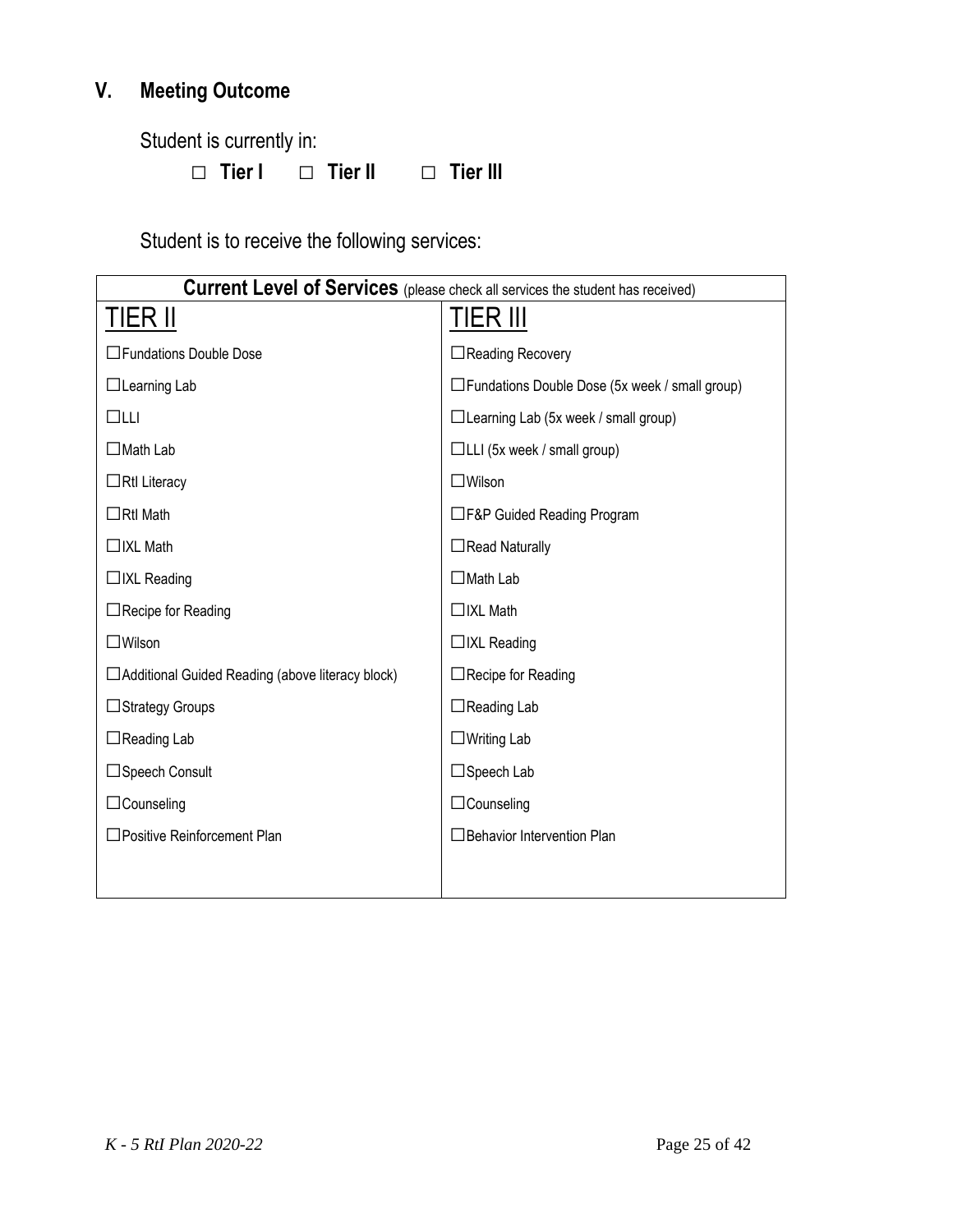## V. Meeting Outcome

Student is currently in:

☐ **Tier I** ☐ **Tier II** ☐ **Tier III**

Student is to receive the following services:

| **Current Level of Services** (please check all services the student has received) | |
|---|---|
| TIER II | TIER III |
| ☐Fundations Double Dose | ☐Reading Recovery |
| ☐Learning Lab | ☐Fundations Double Dose (5x week / small group) |
| ☐LLI | ☐Learning Lab (5x week / small group) |
| ☐Math Lab | ☐LLI (5x week / small group) |
| ☐RtI Literacy | ☐Wilson |
| ☐RtI Math | ☐F&P Guided Reading Program |
| ☐IXL Math | ☐Read Naturally |
| ☐IXL Reading | ☐Math Lab |
| ☐Recipe for Reading | ☐IXL Math |
| ☐Wilson | ☐IXL Reading |
| ☐Additional Guided Reading (above literacy block) | ☐Recipe for Reading |
| ☐Strategy Groups | ☐Reading Lab |
| ☐Reading Lab | ☐Writing Lab |
| ☐Speech Consult | ☐Speech Lab |
| ☐Counseling | ☐Counseling |
| ☐Positive Reinforcement Plan | ☐Behavior Intervention Plan |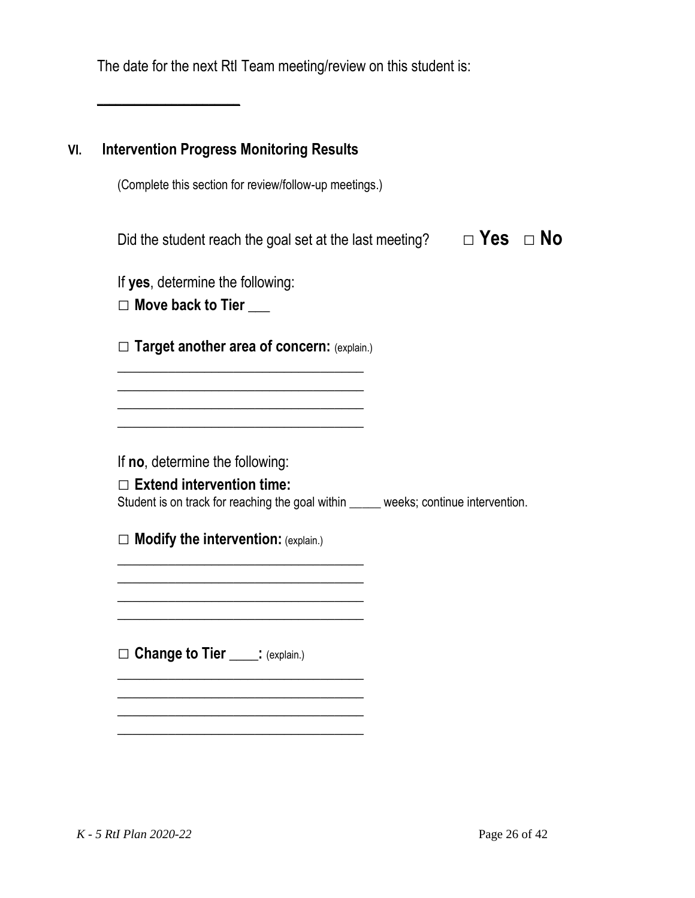The date for the next RtI Team meeting/review on this student is:

___________________

## VI. Intervention Progress Monitoring Results

(Complete this section for review/follow-up meetings.)

Did the student reach the goal set at the last meeting? □ **Yes** □ **No**

If **yes**, determine the following:

□ **Move back to Tier** ___

□ **Target another area of concern:** (explain.)

____________________________________

____________________________________

____________________________________

____________________________________

If **no**, determine the following:

□ **Extend intervention time:**

Student is on track for reaching the goal within _____ weeks; continue intervention.

□ **Modify the intervention:** (explain.)

____________________________________

____________________________________

____________________________________

____________________________________

□ **Change to Tier ____:** (explain.)

____________________________________

____________________________________

____________________________________

____________________________________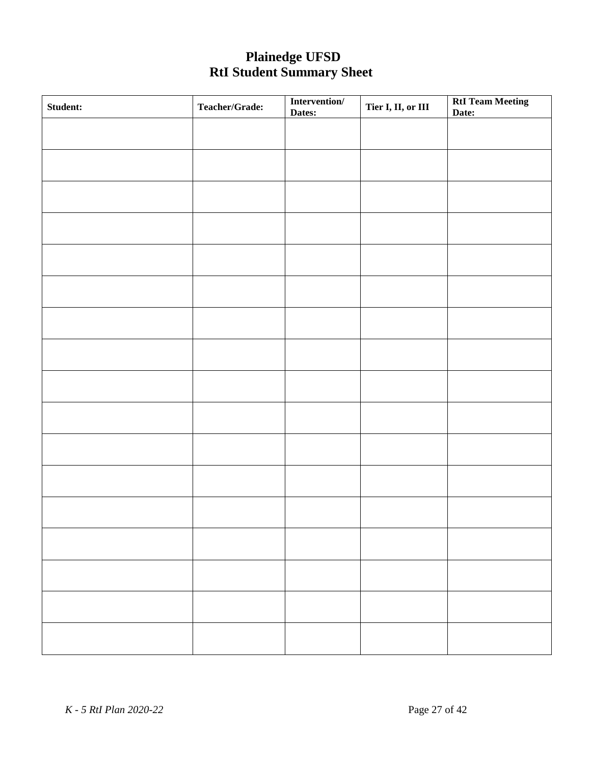# Plainedge UFSD
# RtI Student Summary Sheet

| Student: | Teacher/Grade: | Intervention/ Dates: | Tier I, II, or III | RtI Team Meeting Date: |
|---|---|---|---|---|
| | | | | |
| | | | | |
| | | | | |
| | | | | |
| | | | | |
| | | | | |
| | | | | |
| | | | | |
| | | | | |
| | | | | |
| | | | | |
| | | | | |
| | | | | |
| | | | | |
| | | | | |
| | | | | |
| | | | | |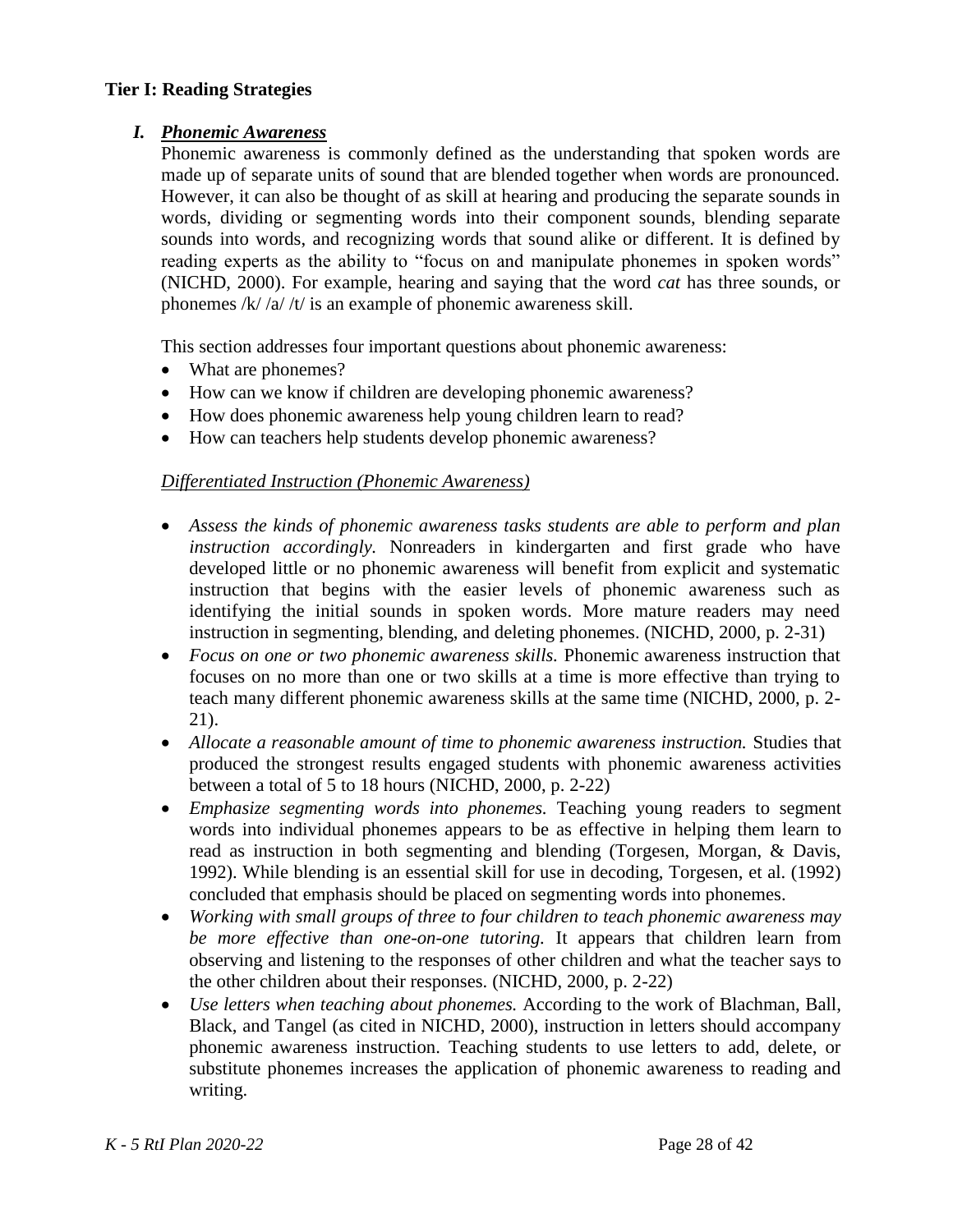**Tier I: Reading Strategies**

## I. *Phonemic Awareness*

Phonemic awareness is commonly defined as the understanding that spoken words are made up of separate units of sound that are blended together when words are pronounced. However, it can also be thought of as skill at hearing and producing the separate sounds in words, dividing or segmenting words into their component sounds, blending separate sounds into words, and recognizing words that sound alike or different. It is defined by reading experts as the ability to "focus on and manipulate phonemes in spoken words" (NICHD, 2000). For example, hearing and saying that the word *cat* has three sounds, or phonemes /k/ /a/ /t/ is an example of phonemic awareness skill.

This section addresses four important questions about phonemic awareness:

- What are phonemes?
- How can we know if children are developing phonemic awareness?
- How does phonemic awareness help young children learn to read?
- How can teachers help students develop phonemic awareness?

*Differentiated Instruction (Phonemic Awareness)*

- *Assess the kinds of phonemic awareness tasks students are able to perform and plan instruction accordingly.* Nonreaders in kindergarten and first grade who have developed little or no phonemic awareness will benefit from explicit and systematic instruction that begins with the easier levels of phonemic awareness such as identifying the initial sounds in spoken words. More mature readers may need instruction in segmenting, blending, and deleting phonemes. (NICHD, 2000, p. 2-31)
- *Focus on one or two phonemic awareness skills.* Phonemic awareness instruction that focuses on no more than one or two skills at a time is more effective than trying to teach many different phonemic awareness skills at the same time (NICHD, 2000, p. 2-21).
- *Allocate a reasonable amount of time to phonemic awareness instruction.* Studies that produced the strongest results engaged students with phonemic awareness activities between a total of 5 to 18 hours (NICHD, 2000, p. 2-22)
- *Emphasize segmenting words into phonemes.* Teaching young readers to segment words into individual phonemes appears to be as effective in helping them learn to read as instruction in both segmenting and blending (Torgesen, Morgan, & Davis, 1992). While blending is an essential skill for use in decoding, Torgesen, et al. (1992) concluded that emphasis should be placed on segmenting words into phonemes.
- *Working with small groups of three to four children to teach phonemic awareness may be more effective than one-on-one tutoring.* It appears that children learn from observing and listening to the responses of other children and what the teacher says to the other children about their responses. (NICHD, 2000, p. 2-22)
- *Use letters when teaching about phonemes.* According to the work of Blachman, Ball, Black, and Tangel (as cited in NICHD, 2000), instruction in letters should accompany phonemic awareness instruction. Teaching students to use letters to add, delete, or substitute phonemes increases the application of phonemic awareness to reading and writing.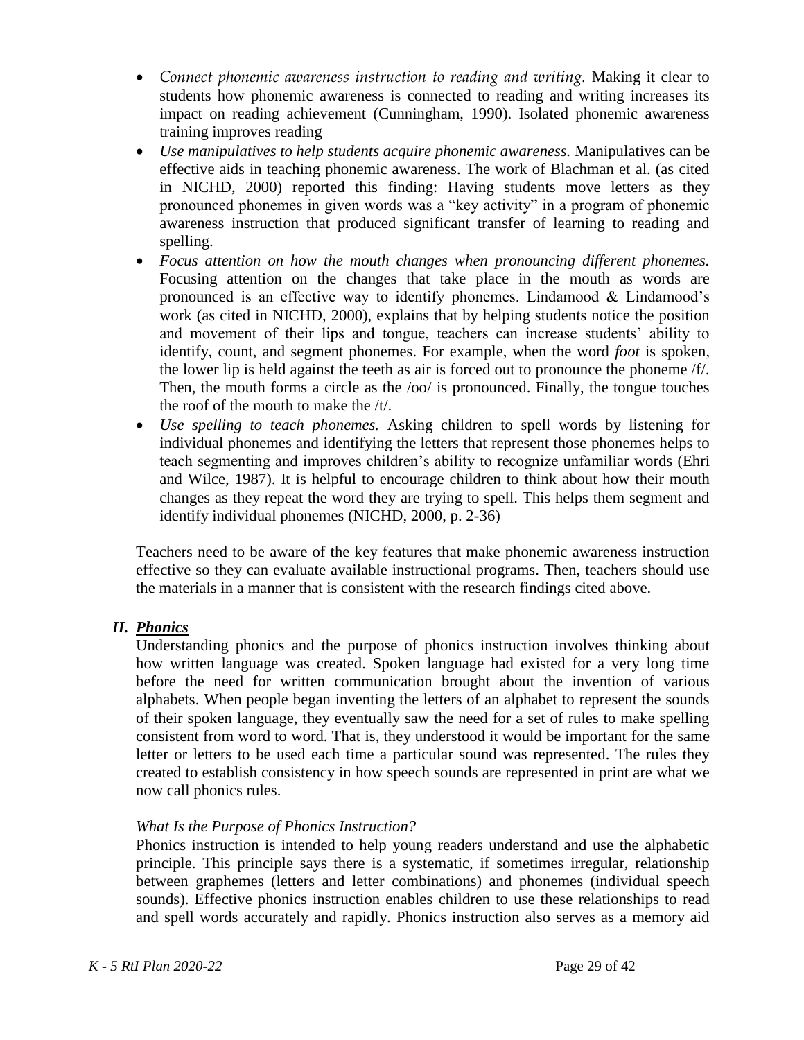- *Connect phonemic awareness instruction to reading and writing.* Making it clear to students how phonemic awareness is connected to reading and writing increases its impact on reading achievement (Cunningham, 1990). Isolated phonemic awareness training improves reading
- *Use manipulatives to help students acquire phonemic awareness.* Manipulatives can be effective aids in teaching phonemic awareness. The work of Blachman et al. (as cited in NICHD, 2000) reported this finding: Having students move letters as they pronounced phonemes in given words was a "key activity" in a program of phonemic awareness instruction that produced significant transfer of learning to reading and spelling.
- *Focus attention on how the mouth changes when pronouncing different phonemes.* Focusing attention on the changes that take place in the mouth as words are pronounced is an effective way to identify phonemes. Lindamood & Lindamood's work (as cited in NICHD, 2000), explains that by helping students notice the position and movement of their lips and tongue, teachers can increase students' ability to identify, count, and segment phonemes. For example, when the word *foot* is spoken, the lower lip is held against the teeth as air is forced out to pronounce the phoneme /f/. Then, the mouth forms a circle as the /oo/ is pronounced. Finally, the tongue touches the roof of the mouth to make the /t/.
- *Use spelling to teach phonemes.* Asking children to spell words by listening for individual phonemes and identifying the letters that represent those phonemes helps to teach segmenting and improves children's ability to recognize unfamiliar words (Ehri and Wilce, 1987). It is helpful to encourage children to think about how their mouth changes as they repeat the word they are trying to spell. This helps them segment and identify individual phonemes (NICHD, 2000, p. 2-36)

Teachers need to be aware of the key features that make phonemic awareness instruction effective so they can evaluate available instructional programs. Then, teachers should use the materials in a manner that is consistent with the research findings cited above.

## *II. __Phonics__*

Understanding phonics and the purpose of phonics instruction involves thinking about how written language was created. Spoken language had existed for a very long time before the need for written communication brought about the invention of various alphabets. When people began inventing the letters of an alphabet to represent the sounds of their spoken language, they eventually saw the need for a set of rules to make spelling consistent from word to word. That is, they understood it would be important for the same letter or letters to be used each time a particular sound was represented. The rules they created to establish consistency in how speech sounds are represented in print are what we now call phonics rules.

*What Is the Purpose of Phonics Instruction?*

Phonics instruction is intended to help young readers understand and use the alphabetic principle. This principle says there is a systematic, if sometimes irregular, relationship between graphemes (letters and letter combinations) and phonemes (individual speech sounds). Effective phonics instruction enables children to use these relationships to read and spell words accurately and rapidly. Phonics instruction also serves as a memory aid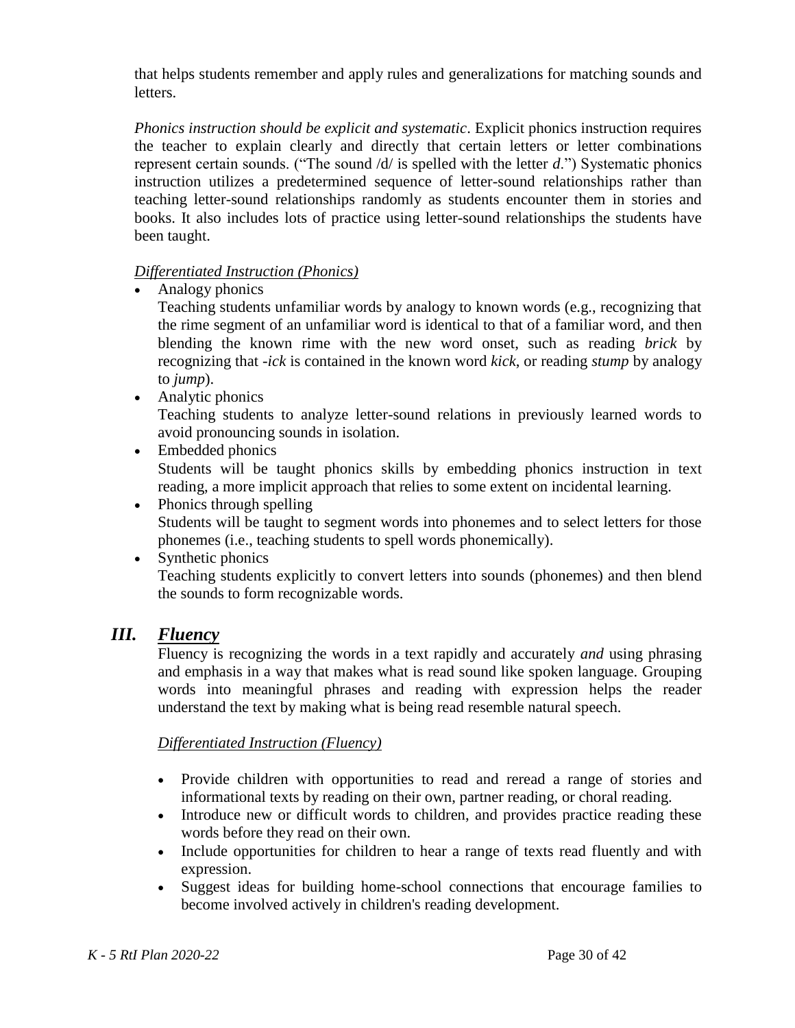that helps students remember and apply rules and generalizations for matching sounds and letters.

*Phonics instruction should be explicit and systematic*. Explicit phonics instruction requires the teacher to explain clearly and directly that certain letters or letter combinations represent certain sounds. ("The sound /d/ is spelled with the letter *d*.") Systematic phonics instruction utilizes a predetermined sequence of letter-sound relationships rather than teaching letter-sound relationships randomly as students encounter them in stories and books. It also includes lots of practice using letter-sound relationships the students have been taught.

*Differentiated Instruction (Phonics)*

- Analogy phonics
  Teaching students unfamiliar words by analogy to known words (e.g., recognizing that the rime segment of an unfamiliar word is identical to that of a familiar word, and then blending the known rime with the new word onset, such as reading *brick* by recognizing that *-ick* is contained in the known word *kick*, or reading *stump* by analogy to *jump*).
- Analytic phonics
  Teaching students to analyze letter-sound relations in previously learned words to avoid pronouncing sounds in isolation.
- Embedded phonics
  Students will be taught phonics skills by embedding phonics instruction in text reading, a more implicit approach that relies to some extent on incidental learning.
- Phonics through spelling
  Students will be taught to segment words into phonemes and to select letters for those phonemes (i.e., teaching students to spell words phonemically).
- Synthetic phonics
  Teaching students explicitly to convert letters into sounds (phonemes) and then blend the sounds to form recognizable words.

## III. Fluency

Fluency is recognizing the words in a text rapidly and accurately *and* using phrasing and emphasis in a way that makes what is read sound like spoken language. Grouping words into meaningful phrases and reading with expression helps the reader understand the text by making what is being read resemble natural speech.

*Differentiated Instruction (Fluency)*

- Provide children with opportunities to read and reread a range of stories and informational texts by reading on their own, partner reading, or choral reading.
- Introduce new or difficult words to children, and provides practice reading these words before they read on their own.
- Include opportunities for children to hear a range of texts read fluently and with expression.
- Suggest ideas for building home-school connections that encourage families to become involved actively in children's reading development.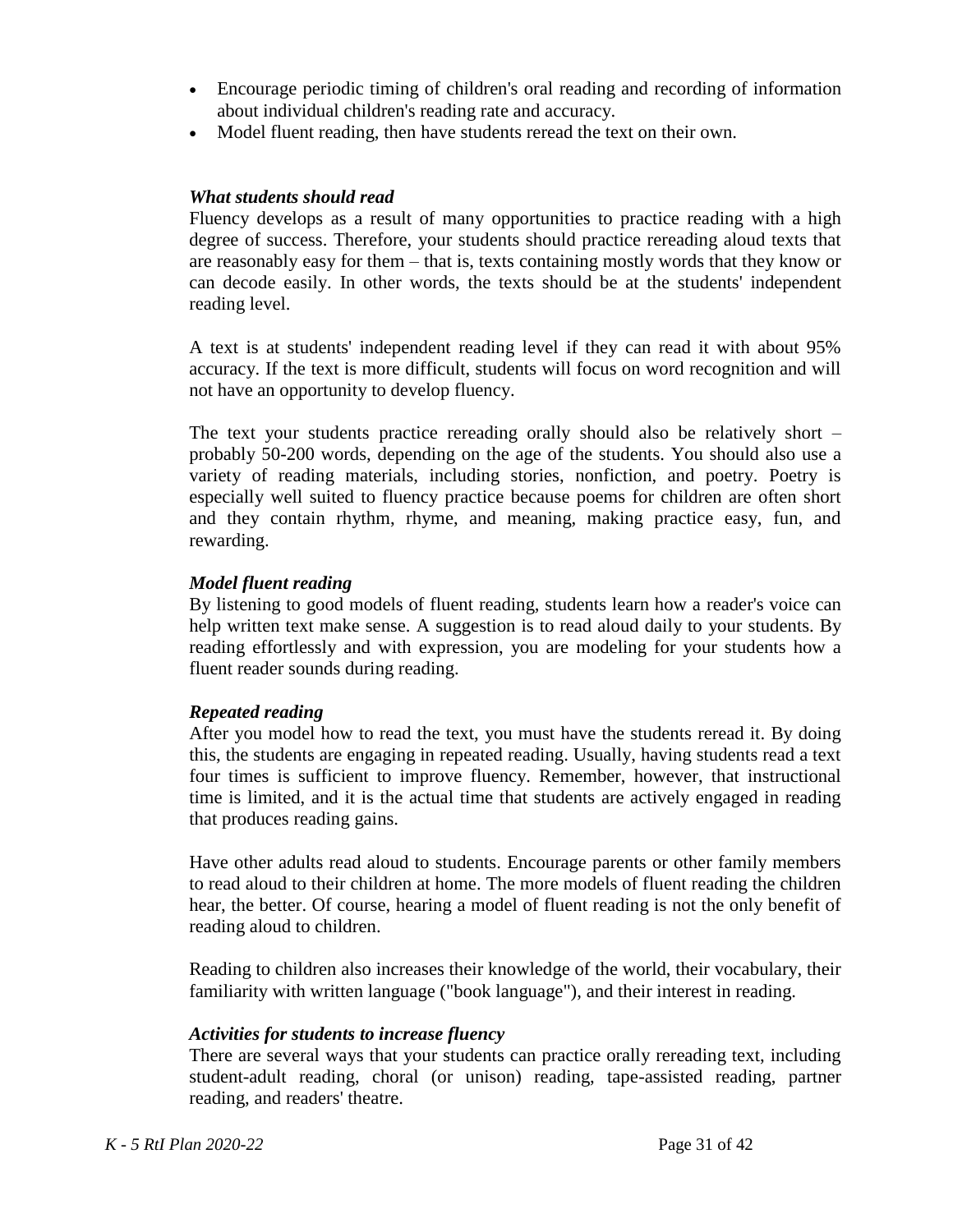- Encourage periodic timing of children's oral reading and recording of information about individual children's reading rate and accuracy.
- Model fluent reading, then have students reread the text on their own.

***What students should read***

Fluency develops as a result of many opportunities to practice reading with a high degree of success. Therefore, your students should practice rereading aloud texts that are reasonably easy for them – that is, texts containing mostly words that they know or can decode easily. In other words, the texts should be at the students' independent reading level.

A text is at students' independent reading level if they can read it with about 95% accuracy. If the text is more difficult, students will focus on word recognition and will not have an opportunity to develop fluency.

The text your students practice rereading orally should also be relatively short – probably 50-200 words, depending on the age of the students. You should also use a variety of reading materials, including stories, nonfiction, and poetry. Poetry is especially well suited to fluency practice because poems for children are often short and they contain rhythm, rhyme, and meaning, making practice easy, fun, and rewarding.

***Model fluent reading***

By listening to good models of fluent reading, students learn how a reader's voice can help written text make sense. A suggestion is to read aloud daily to your students. By reading effortlessly and with expression, you are modeling for your students how a fluent reader sounds during reading.

***Repeated reading***

After you model how to read the text, you must have the students reread it. By doing this, the students are engaging in repeated reading. Usually, having students read a text four times is sufficient to improve fluency. Remember, however, that instructional time is limited, and it is the actual time that students are actively engaged in reading that produces reading gains.

Have other adults read aloud to students. Encourage parents or other family members to read aloud to their children at home. The more models of fluent reading the children hear, the better. Of course, hearing a model of fluent reading is not the only benefit of reading aloud to children.

Reading to children also increases their knowledge of the world, their vocabulary, their familiarity with written language ("book language"), and their interest in reading.

***Activities for students to increase fluency***

There are several ways that your students can practice orally rereading text, including student-adult reading, choral (or unison) reading, tape-assisted reading, partner reading, and readers' theatre.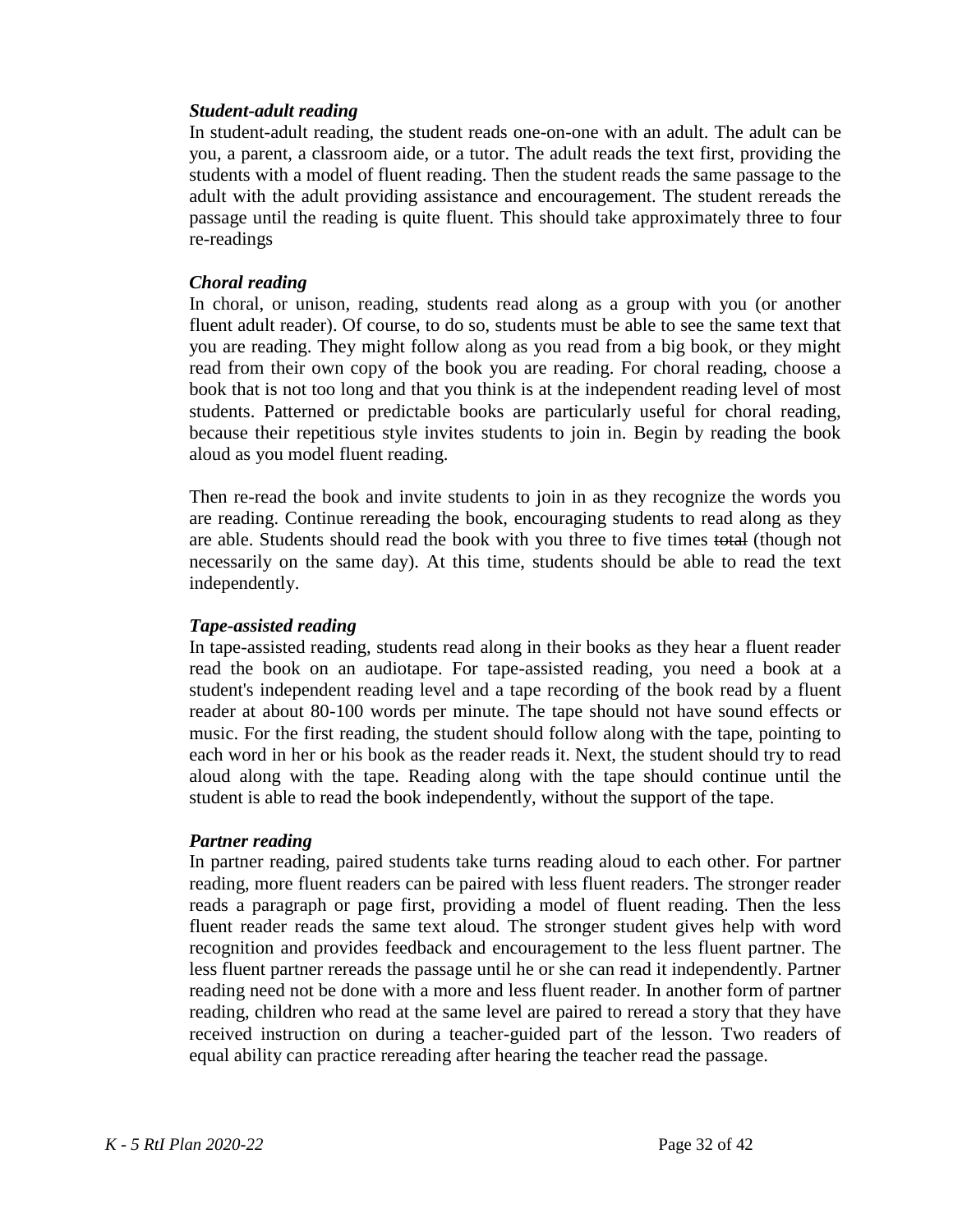***Student-adult reading***

In student-adult reading, the student reads one-on-one with an adult. The adult can be you, a parent, a classroom aide, or a tutor. The adult reads the text first, providing the students with a model of fluent reading. Then the student reads the same passage to the adult with the adult providing assistance and encouragement. The student rereads the passage until the reading is quite fluent. This should take approximately three to four re-readings

***Choral reading***

In choral, or unison, reading, students read along as a group with you (or another fluent adult reader). Of course, to do so, students must be able to see the same text that you are reading. They might follow along as you read from a big book, or they might read from their own copy of the book you are reading. For choral reading, choose a book that is not too long and that you think is at the independent reading level of most students. Patterned or predictable books are particularly useful for choral reading, because their repetitious style invites students to join in. Begin by reading the book aloud as you model fluent reading.

Then re-read the book and invite students to join in as they recognize the words you are reading. Continue rereading the book, encouraging students to read along as they are able. Students should read the book with you three to five times ~~total~~ (though not necessarily on the same day). At this time, students should be able to read the text independently.

***Tape-assisted reading***

In tape-assisted reading, students read along in their books as they hear a fluent reader read the book on an audiotape. For tape-assisted reading, you need a book at a student's independent reading level and a tape recording of the book read by a fluent reader at about 80-100 words per minute. The tape should not have sound effects or music. For the first reading, the student should follow along with the tape, pointing to each word in her or his book as the reader reads it. Next, the student should try to read aloud along with the tape. Reading along with the tape should continue until the student is able to read the book independently, without the support of the tape.

***Partner reading***

In partner reading, paired students take turns reading aloud to each other. For partner reading, more fluent readers can be paired with less fluent readers. The stronger reader reads a paragraph or page first, providing a model of fluent reading. Then the less fluent reader reads the same text aloud. The stronger student gives help with word recognition and provides feedback and encouragement to the less fluent partner. The less fluent partner rereads the passage until he or she can read it independently. Partner reading need not be done with a more and less fluent reader. In another form of partner reading, children who read at the same level are paired to reread a story that they have received instruction on during a teacher-guided part of the lesson. Two readers of equal ability can practice rereading after hearing the teacher read the passage.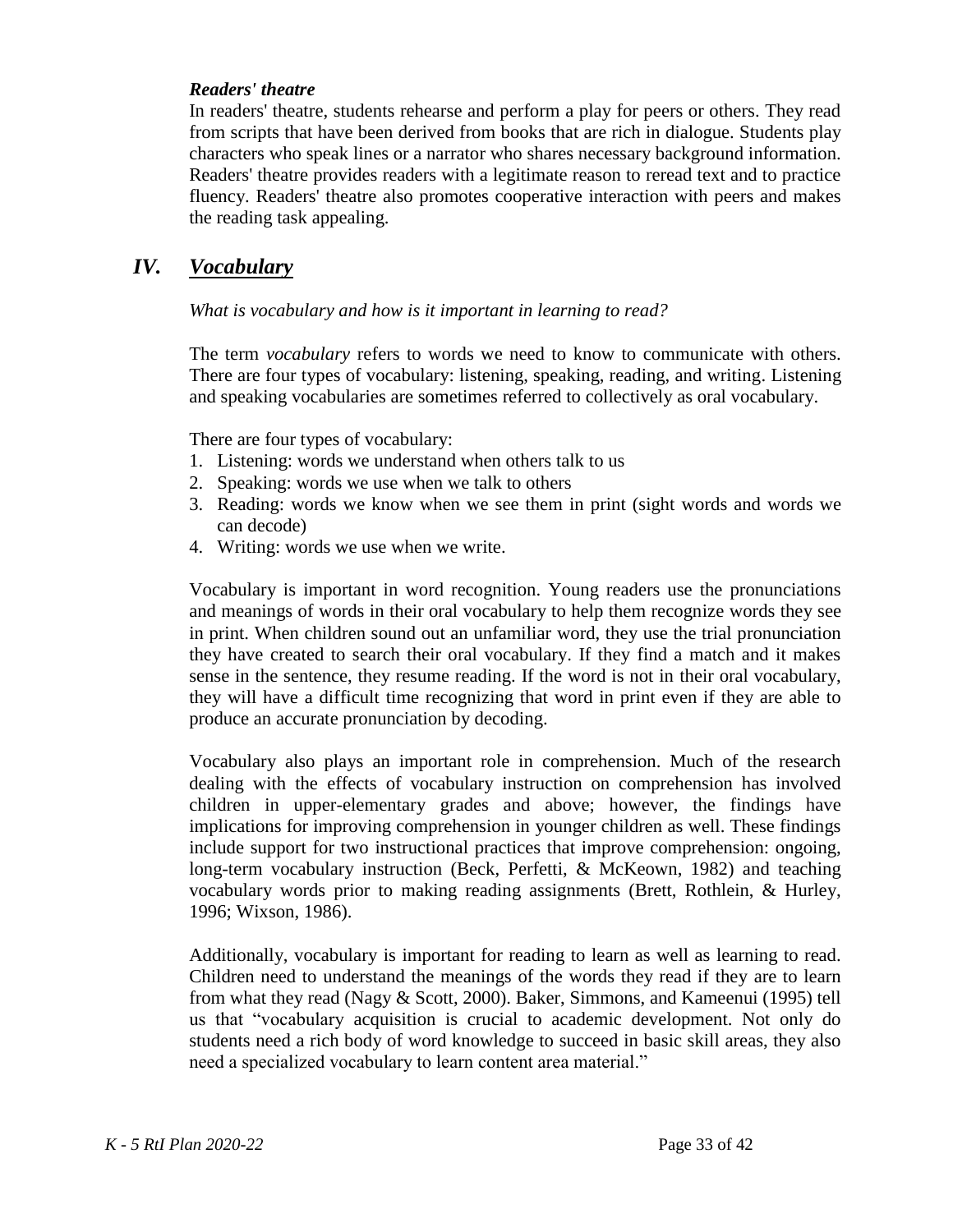***Readers' theatre***

In readers' theatre, students rehearse and perform a play for peers or others. They read from scripts that have been derived from books that are rich in dialogue. Students play characters who speak lines or a narrator who shares necessary background information. Readers' theatre provides readers with a legitimate reason to reread text and to practice fluency. Readers' theatre also promotes cooperative interaction with peers and makes the reading task appealing.

## *IV. Vocabulary*

*What is vocabulary and how is it important in learning to read?*

The term *vocabulary* refers to words we need to know to communicate with others. There are four types of vocabulary: listening, speaking, reading, and writing. Listening and speaking vocabularies are sometimes referred to collectively as oral vocabulary.

There are four types of vocabulary:

1. Listening: words we understand when others talk to us
2. Speaking: words we use when we talk to others
3. Reading: words we know when we see them in print (sight words and words we can decode)
4. Writing: words we use when we write.

Vocabulary is important in word recognition. Young readers use the pronunciations and meanings of words in their oral vocabulary to help them recognize words they see in print. When children sound out an unfamiliar word, they use the trial pronunciation they have created to search their oral vocabulary. If they find a match and it makes sense in the sentence, they resume reading. If the word is not in their oral vocabulary, they will have a difficult time recognizing that word in print even if they are able to produce an accurate pronunciation by decoding.

Vocabulary also plays an important role in comprehension. Much of the research dealing with the effects of vocabulary instruction on comprehension has involved children in upper-elementary grades and above; however, the findings have implications for improving comprehension in younger children as well. These findings include support for two instructional practices that improve comprehension: ongoing, long-term vocabulary instruction (Beck, Perfetti, & McKeown, 1982) and teaching vocabulary words prior to making reading assignments (Brett, Rothlein, & Hurley, 1996; Wixson, 1986).

Additionally, vocabulary is important for reading to learn as well as learning to read. Children need to understand the meanings of the words they read if they are to learn from what they read (Nagy & Scott, 2000). Baker, Simmons, and Kameenui (1995) tell us that "vocabulary acquisition is crucial to academic development. Not only do students need a rich body of word knowledge to succeed in basic skill areas, they also need a specialized vocabulary to learn content area material."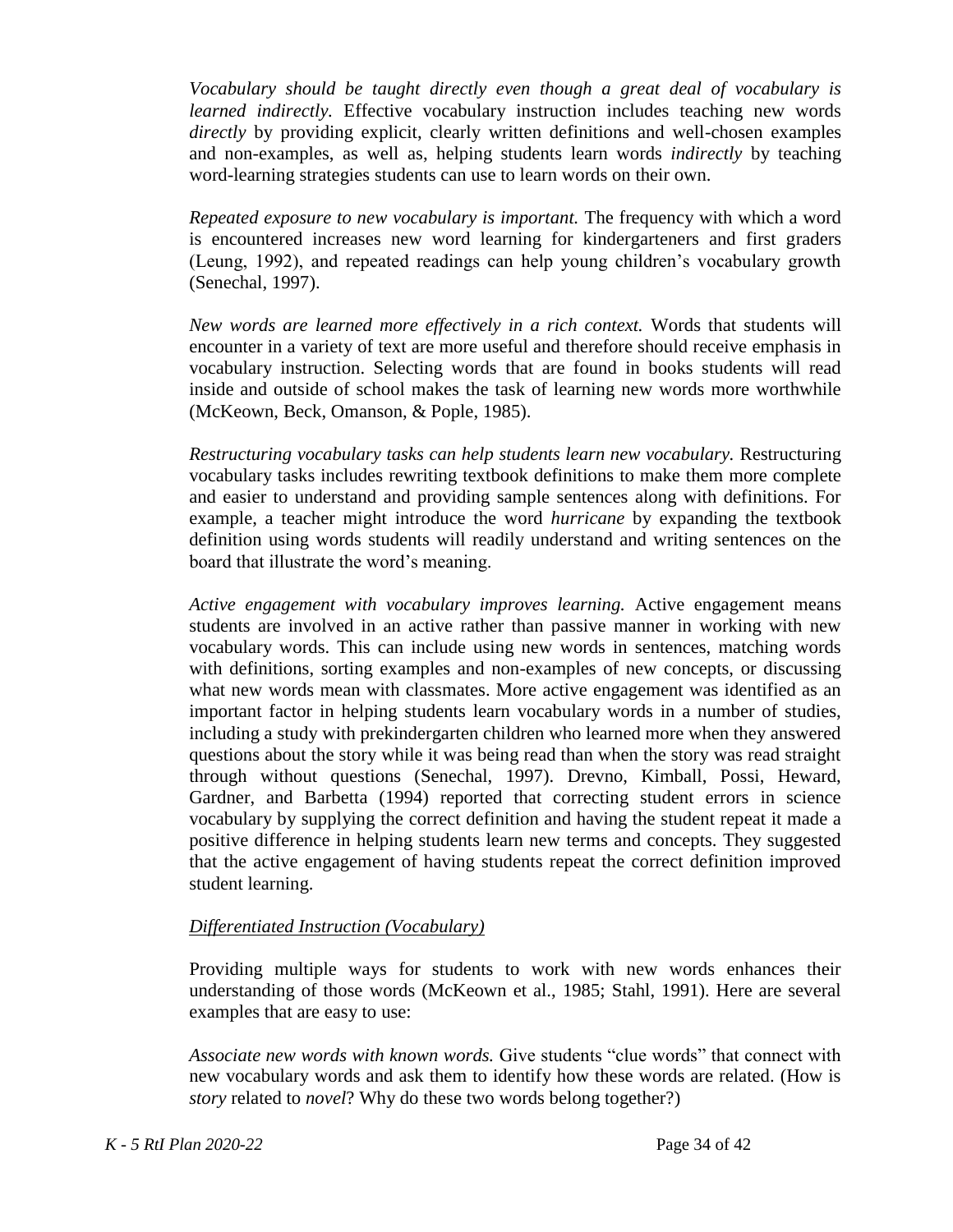*Vocabulary should be taught directly even though a great deal of vocabulary is learned indirectly.* Effective vocabulary instruction includes teaching new words *directly* by providing explicit, clearly written definitions and well-chosen examples and non-examples, as well as, helping students learn words *indirectly* by teaching word-learning strategies students can use to learn words on their own.

*Repeated exposure to new vocabulary is important.* The frequency with which a word is encountered increases new word learning for kindergarteners and first graders (Leung, 1992), and repeated readings can help young children's vocabulary growth (Senechal, 1997).

*New words are learned more effectively in a rich context.* Words that students will encounter in a variety of text are more useful and therefore should receive emphasis in vocabulary instruction. Selecting words that are found in books students will read inside and outside of school makes the task of learning new words more worthwhile (McKeown, Beck, Omanson, & Pople, 1985).

*Restructuring vocabulary tasks can help students learn new vocabulary.* Restructuring vocabulary tasks includes rewriting textbook definitions to make them more complete and easier to understand and providing sample sentences along with definitions. For example, a teacher might introduce the word *hurricane* by expanding the textbook definition using words students will readily understand and writing sentences on the board that illustrate the word's meaning.

*Active engagement with vocabulary improves learning.* Active engagement means students are involved in an active rather than passive manner in working with new vocabulary words. This can include using new words in sentences, matching words with definitions, sorting examples and non-examples of new concepts, or discussing what new words mean with classmates. More active engagement was identified as an important factor in helping students learn vocabulary words in a number of studies, including a study with prekindergarten children who learned more when they answered questions about the story while it was being read than when the story was read straight through without questions (Senechal, 1997). Drevno, Kimball, Possi, Heward, Gardner, and Barbetta (1994) reported that correcting student errors in science vocabulary by supplying the correct definition and having the student repeat it made a positive difference in helping students learn new terms and concepts. They suggested that the active engagement of having students repeat the correct definition improved student learning.

*<u>Differentiated Instruction (Vocabulary)</u>*

Providing multiple ways for students to work with new words enhances their understanding of those words (McKeown et al., 1985; Stahl, 1991). Here are several examples that are easy to use:

*Associate new words with known words.* Give students "clue words" that connect with new vocabulary words and ask them to identify how these words are related. (How is *story* related to *novel*? Why do these two words belong together?)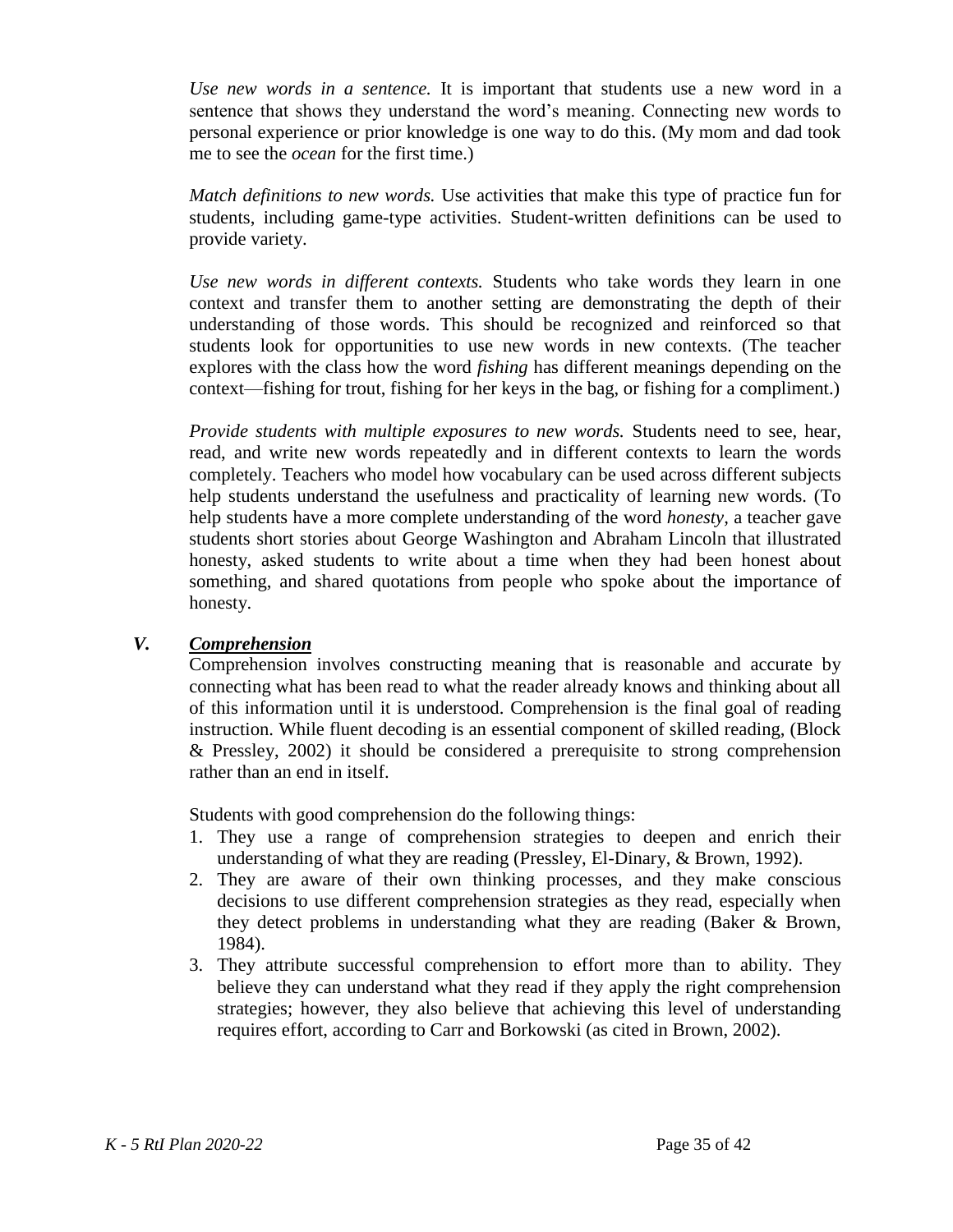*Use new words in a sentence.* It is important that students use a new word in a sentence that shows they understand the word's meaning. Connecting new words to personal experience or prior knowledge is one way to do this. (My mom and dad took me to see the *ocean* for the first time.)

*Match definitions to new words.* Use activities that make this type of practice fun for students, including game-type activities. Student-written definitions can be used to provide variety.

*Use new words in different contexts.* Students who take words they learn in one context and transfer them to another setting are demonstrating the depth of their understanding of those words. This should be recognized and reinforced so that students look for opportunities to use new words in new contexts. (The teacher explores with the class how the word *fishing* has different meanings depending on the context—fishing for trout, fishing for her keys in the bag, or fishing for a compliment.)

*Provide students with multiple exposures to new words.* Students need to see, hear, read, and write new words repeatedly and in different contexts to learn the words completely. Teachers who model how vocabulary can be used across different subjects help students understand the usefulness and practicality of learning new words. (To help students have a more complete understanding of the word *honesty*, a teacher gave students short stories about George Washington and Abraham Lincoln that illustrated honesty, asked students to write about a time when they had been honest about something, and shared quotations from people who spoke about the importance of honesty.

## *V. Comprehension*

Comprehension involves constructing meaning that is reasonable and accurate by connecting what has been read to what the reader already knows and thinking about all of this information until it is understood. Comprehension is the final goal of reading instruction. While fluent decoding is an essential component of skilled reading, (Block & Pressley, 2002) it should be considered a prerequisite to strong comprehension rather than an end in itself.

Students with good comprehension do the following things:

1. They use a range of comprehension strategies to deepen and enrich their understanding of what they are reading (Pressley, El-Dinary, & Brown, 1992).
2. They are aware of their own thinking processes, and they make conscious decisions to use different comprehension strategies as they read, especially when they detect problems in understanding what they are reading (Baker & Brown, 1984).
3. They attribute successful comprehension to effort more than to ability. They believe they can understand what they read if they apply the right comprehension strategies; however, they also believe that achieving this level of understanding requires effort, according to Carr and Borkowski (as cited in Brown, 2002).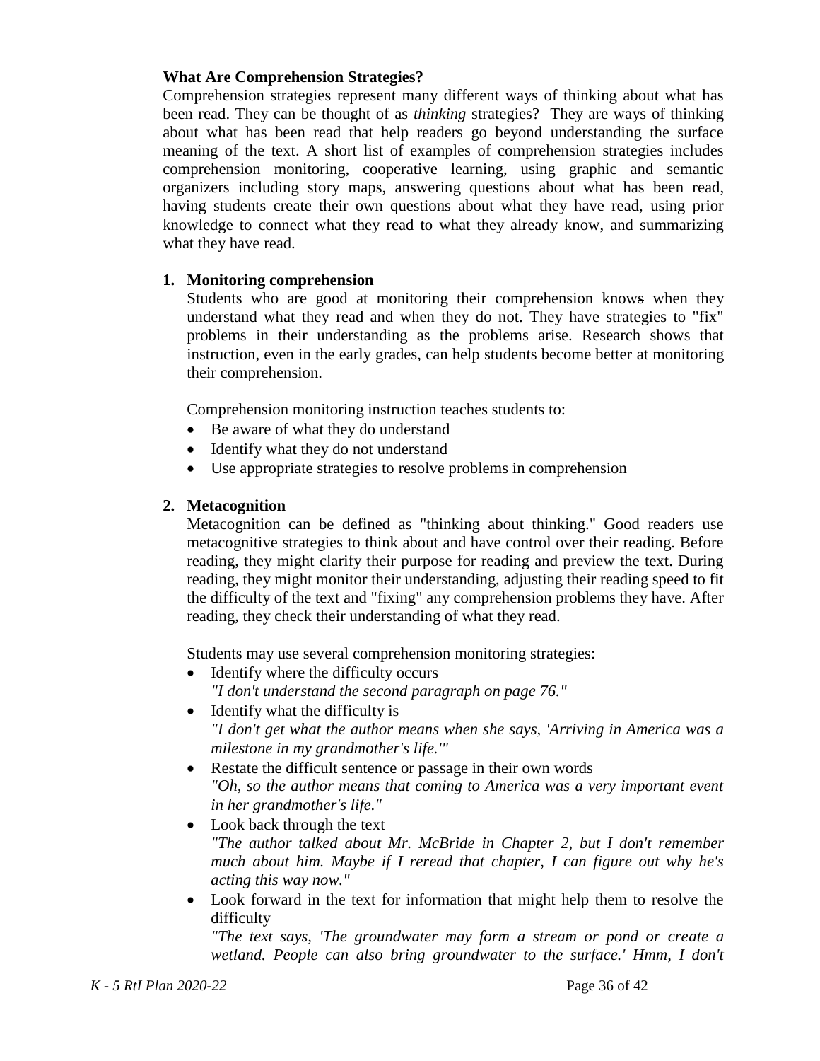**What Are Comprehension Strategies?**

Comprehension strategies represent many different ways of thinking about what has been read. They can be thought of as *thinking* strategies? They are ways of thinking about what has been read that help readers go beyond understanding the surface meaning of the text. A short list of examples of comprehension strategies includes comprehension monitoring, cooperative learning, using graphic and semantic organizers including story maps, answering questions about what has been read, having students create their own questions about what they have read, using prior knowledge to connect what they read to what they already know, and summarizing what they have read.

1. **Monitoring comprehension**

   Students who are good at monitoring their comprehension knows when they understand what they read and when they do not. They have strategies to "fix" problems in their understanding as the problems arise. Research shows that instruction, even in the early grades, can help students become better at monitoring their comprehension.

   Comprehension monitoring instruction teaches students to:

   - Be aware of what they do understand
   - Identify what they do not understand
   - Use appropriate strategies to resolve problems in comprehension

2. **Metacognition**

   Metacognition can be defined as "thinking about thinking." Good readers use metacognitive strategies to think about and have control over their reading. Before reading, they might clarify their purpose for reading and preview the text. During reading, they might monitor their understanding, adjusting their reading speed to fit the difficulty of the text and "fixing" any comprehension problems they have. After reading, they check their understanding of what they read.

   Students may use several comprehension monitoring strategies:

   - Identify where the difficulty occurs
     *"I don't understand the second paragraph on page 76."*
   - Identify what the difficulty is
     *"I don't get what the author means when she says, 'Arriving in America was a milestone in my grandmother's life.'"*
   - Restate the difficult sentence or passage in their own words
     *"Oh, so the author means that coming to America was a very important event in her grandmother's life."*
   - Look back through the text
     *"The author talked about Mr. McBride in Chapter 2, but I don't remember much about him. Maybe if I reread that chapter, I can figure out why he's acting this way now."*
   - Look forward in the text for information that might help them to resolve the difficulty
     *"The text says, 'The groundwater may form a stream or pond or create a wetland. People can also bring groundwater to the surface.' Hmm, I don't*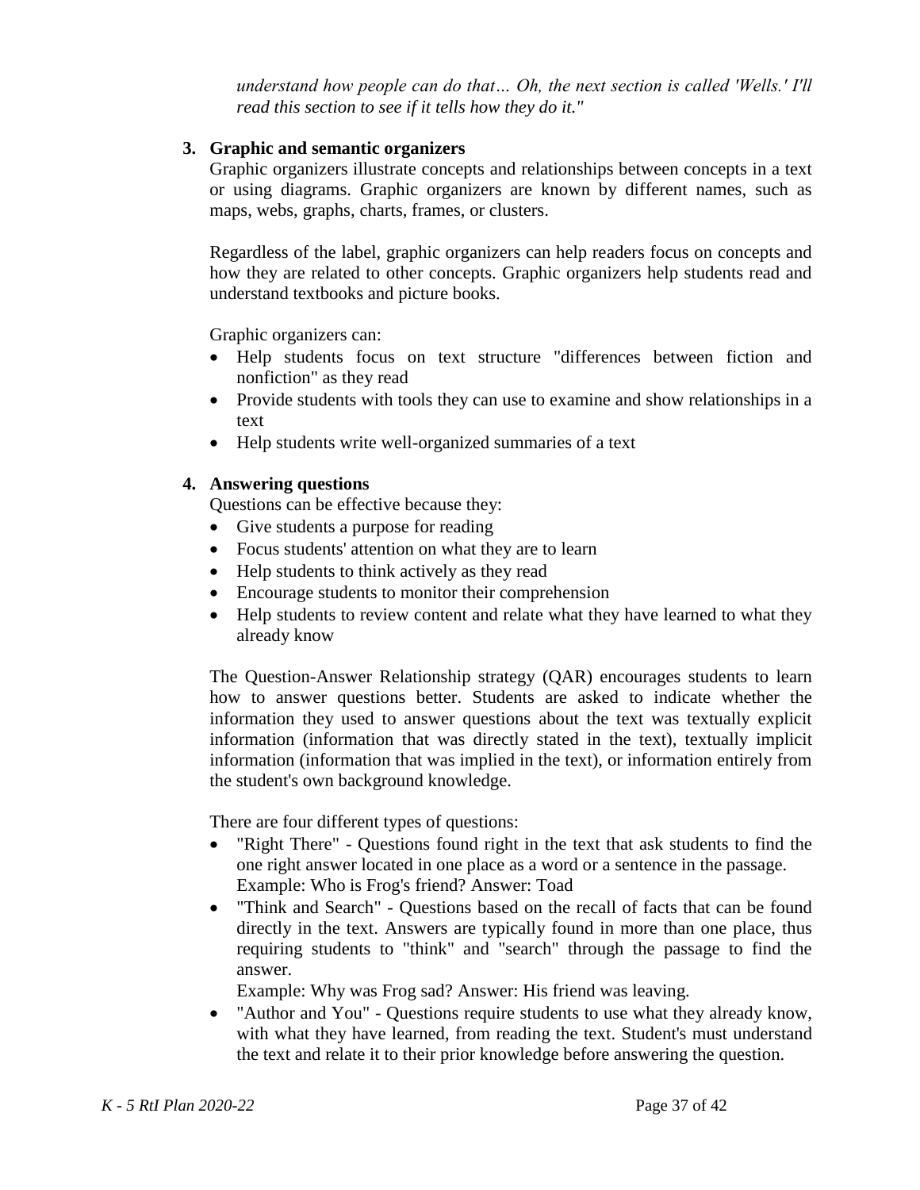*understand how people can do that… Oh, the next section is called 'Wells.' I'll read this section to see if it tells how they do it."*

**3. Graphic and semantic organizers**

Graphic organizers illustrate concepts and relationships between concepts in a text or using diagrams. Graphic organizers are known by different names, such as maps, webs, graphs, charts, frames, or clusters.

Regardless of the label, graphic organizers can help readers focus on concepts and how they are related to other concepts. Graphic organizers help students read and understand textbooks and picture books.

Graphic organizers can:

- Help students focus on text structure "differences between fiction and nonfiction" as they read
- Provide students with tools they can use to examine and show relationships in a text
- Help students write well-organized summaries of a text

**4. Answering questions**

Questions can be effective because they:

- Give students a purpose for reading
- Focus students' attention on what they are to learn
- Help students to think actively as they read
- Encourage students to monitor their comprehension
- Help students to review content and relate what they have learned to what they already know

The Question-Answer Relationship strategy (QAR) encourages students to learn how to answer questions better. Students are asked to indicate whether the information they used to answer questions about the text was textually explicit information (information that was directly stated in the text), textually implicit information (information that was implied in the text), or information entirely from the student's own background knowledge.

There are four different types of questions:

- "Right There" - Questions found right in the text that ask students to find the one right answer located in one place as a word or a sentence in the passage.
  Example: Who is Frog's friend? Answer: Toad
- "Think and Search" - Questions based on the recall of facts that can be found directly in the text. Answers are typically found in more than one place, thus requiring students to "think" and "search" through the passage to find the answer.
  Example: Why was Frog sad? Answer: His friend was leaving.
- "Author and You" - Questions require students to use what they already know, with what they have learned, from reading the text. Student's must understand the text and relate it to their prior knowledge before answering the question.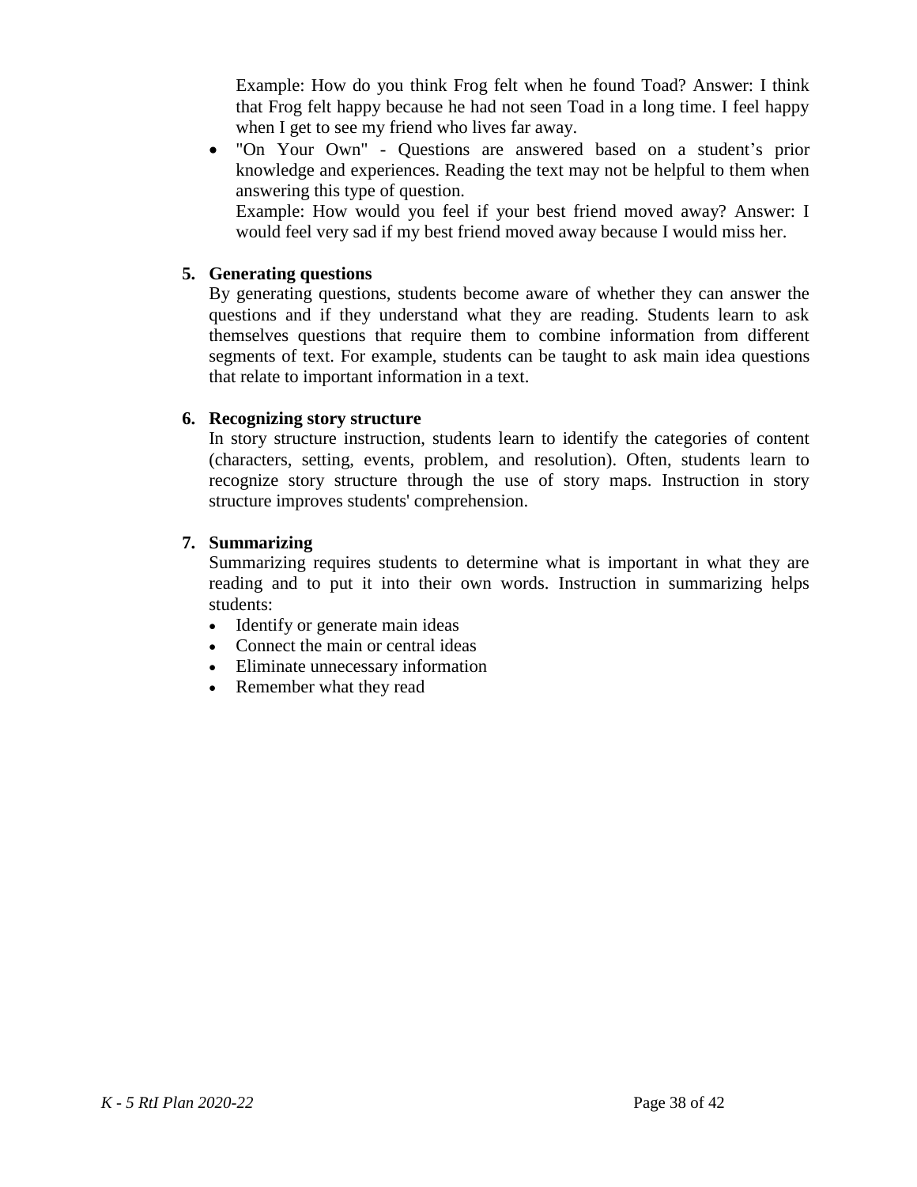Example: How do you think Frog felt when he found Toad? Answer: I think that Frog felt happy because he had not seen Toad in a long time. I feel happy when I get to see my friend who lives far away.

- "On Your Own" - Questions are answered based on a student's prior knowledge and experiences. Reading the text may not be helpful to them when answering this type of question.
  Example: How would you feel if your best friend moved away? Answer: I would feel very sad if my best friend moved away because I would miss her.

**5. Generating questions**

By generating questions, students become aware of whether they can answer the questions and if they understand what they are reading. Students learn to ask themselves questions that require them to combine information from different segments of text. For example, students can be taught to ask main idea questions that relate to important information in a text.

**6. Recognizing story structure**

In story structure instruction, students learn to identify the categories of content (characters, setting, events, problem, and resolution). Often, students learn to recognize story structure through the use of story maps. Instruction in story structure improves students' comprehension.

**7. Summarizing**

Summarizing requires students to determine what is important in what they are reading and to put it into their own words. Instruction in summarizing helps students:

- Identify or generate main ideas
- Connect the main or central ideas
- Eliminate unnecessary information
- Remember what they read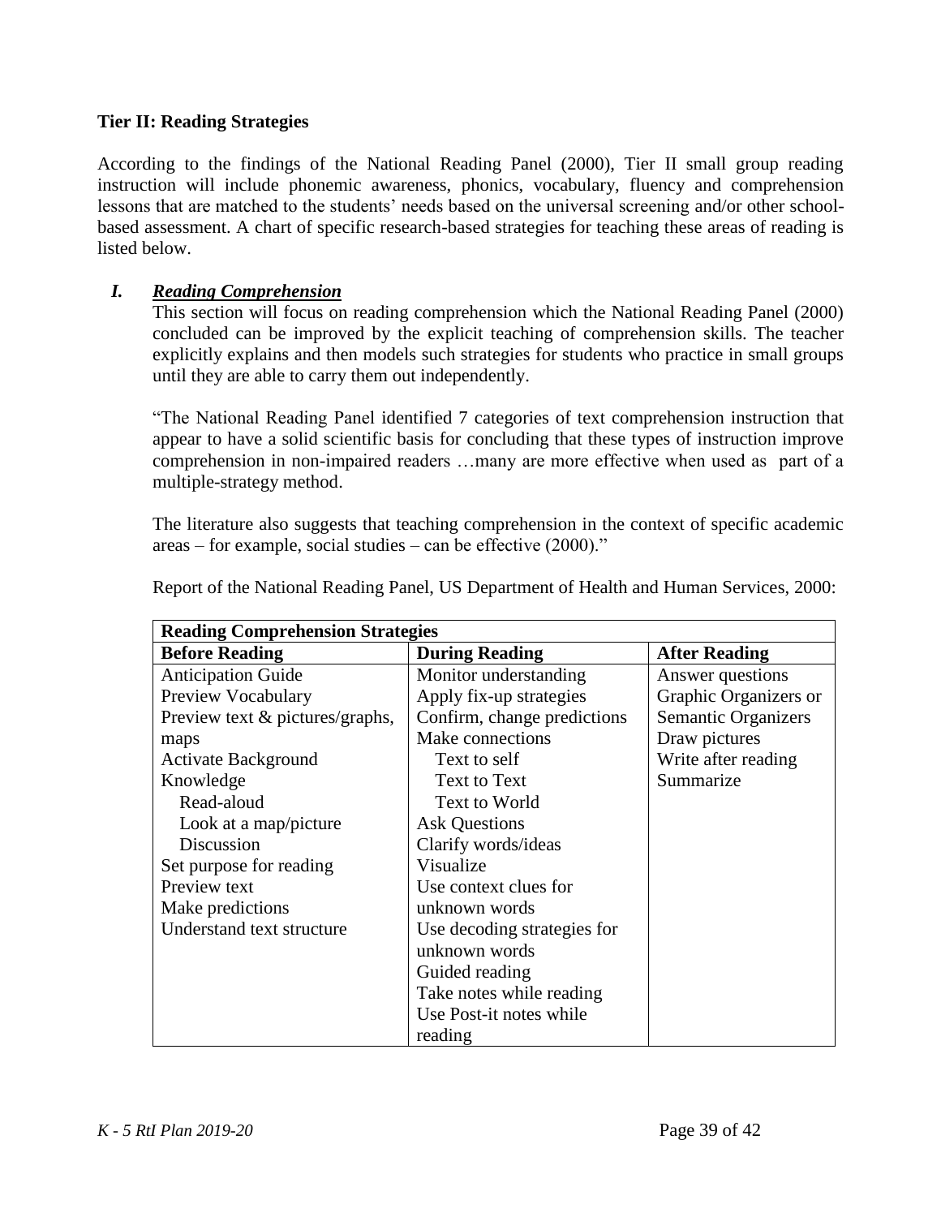**Tier II: Reading Strategies**

According to the findings of the National Reading Panel (2000), Tier II small group reading instruction will include phonemic awareness, phonics, vocabulary, fluency and comprehension lessons that are matched to the students' needs based on the universal screening and/or other school-based assessment. A chart of specific research-based strategies for teaching these areas of reading is listed below.

***I. Reading Comprehension***

This section will focus on reading comprehension which the National Reading Panel (2000) concluded can be improved by the explicit teaching of comprehension skills. The teacher explicitly explains and then models such strategies for students who practice in small groups until they are able to carry them out independently.

"The National Reading Panel identified 7 categories of text comprehension instruction that appear to have a solid scientific basis for concluding that these types of instruction improve comprehension in non-impaired readers …many are more effective when used as part of a multiple-strategy method.

The literature also suggests that teaching comprehension in the context of specific academic areas – for example, social studies – can be effective (2000)."

Report of the National Reading Panel, US Department of Health and Human Services, 2000:

| **Reading Comprehension Strategies** | | |
|---|---|---|
| **Before Reading** | **During Reading** | **After Reading** |
| Anticipation Guide<br>Preview Vocabulary<br>Preview text & pictures/graphs, maps<br>Activate Background Knowledge<br>Read-aloud<br>Look at a map/picture<br>Discussion<br>Set purpose for reading<br>Preview text<br>Make predictions<br>Understand text structure | Monitor understanding<br>Apply fix-up strategies<br>Confirm, change predictions<br>Make connections<br>Text to self<br>Text to Text<br>Text to World<br>Ask Questions<br>Clarify words/ideas<br>Visualize<br>Use context clues for unknown words<br>Use decoding strategies for unknown words<br>Guided reading<br>Take notes while reading<br>Use Post-it notes while reading | Answer questions<br>Graphic Organizers or Semantic Organizers<br>Draw pictures<br>Write after reading<br>Summarize |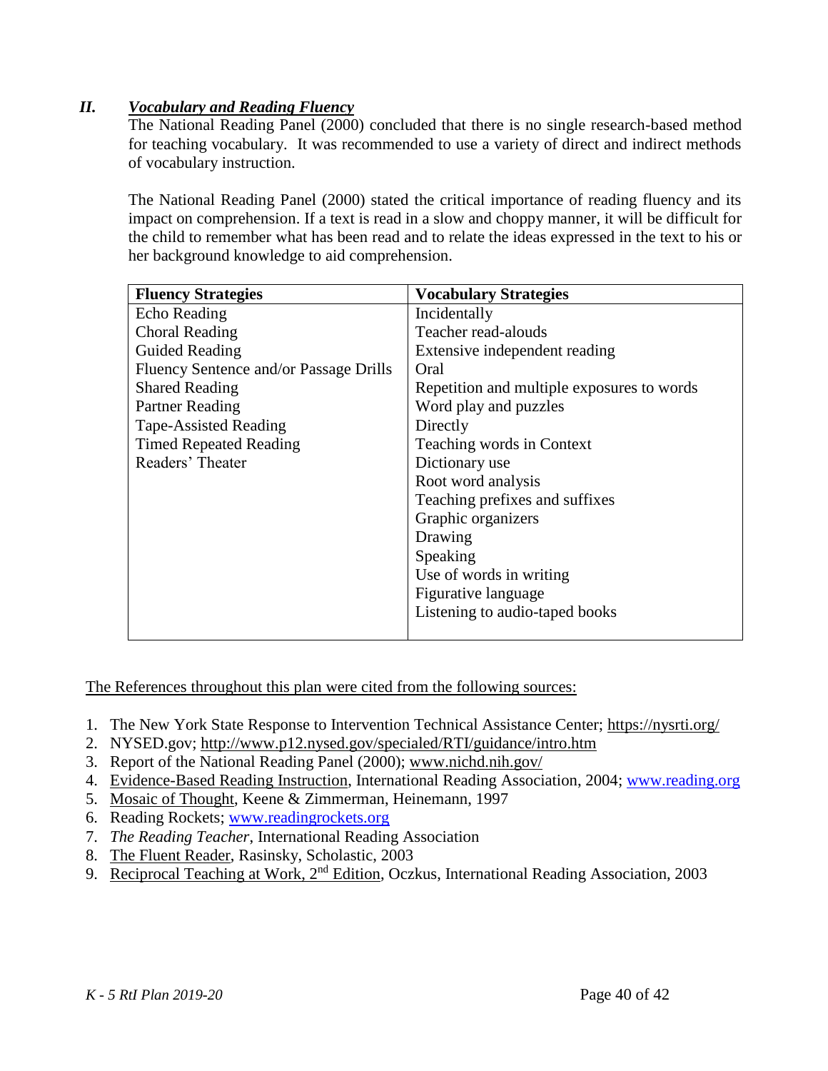## *II. Vocabulary and Reading Fluency*

The National Reading Panel (2000) concluded that there is no single research-based method for teaching vocabulary. It was recommended to use a variety of direct and indirect methods of vocabulary instruction.

The National Reading Panel (2000) stated the critical importance of reading fluency and its impact on comprehension. If a text is read in a slow and choppy manner, it will be difficult for the child to remember what has been read and to relate the ideas expressed in the text to his or her background knowledge to aid comprehension.

| **Fluency Strategies** | **Vocabulary Strategies** |
| --- | --- |
| Echo Reading | Incidentally |
| Choral Reading | Teacher read-alouds |
| Guided Reading | Extensive independent reading |
| Fluency Sentence and/or Passage Drills | Oral |
| Shared Reading | Repetition and multiple exposures to words |
| Partner Reading | Word play and puzzles |
| Tape-Assisted Reading | Directly |
| Timed Repeated Reading | Teaching words in Context |
| Readers' Theater | Dictionary use |
| | Root word analysis |
| | Teaching prefixes and suffixes |
| | Graphic organizers |
| | Drawing |
| | Speaking |
| | Use of words in writing |
| | Figurative language |
| | Listening to audio-taped books |

The References throughout this plan were cited from the following sources:

1. The New York State Response to Intervention Technical Assistance Center; https://nysrti.org/
2. NYSED.gov; http://www.p12.nysed.gov/specialed/RTI/guidance/intro.htm
3. Report of the National Reading Panel (2000); www.nichd.nih.gov/
4. Evidence-Based Reading Instruction, International Reading Association, 2004; www.reading.org
5. Mosaic of Thought, Keene & Zimmerman, Heinemann, 1997
6. Reading Rockets; www.readingrockets.org
7. *The Reading Teacher*, International Reading Association
8. The Fluent Reader, Rasinsky, Scholastic, 2003
9. Reciprocal Teaching at Work, 2nd Edition, Oczkus, International Reading Association, 2003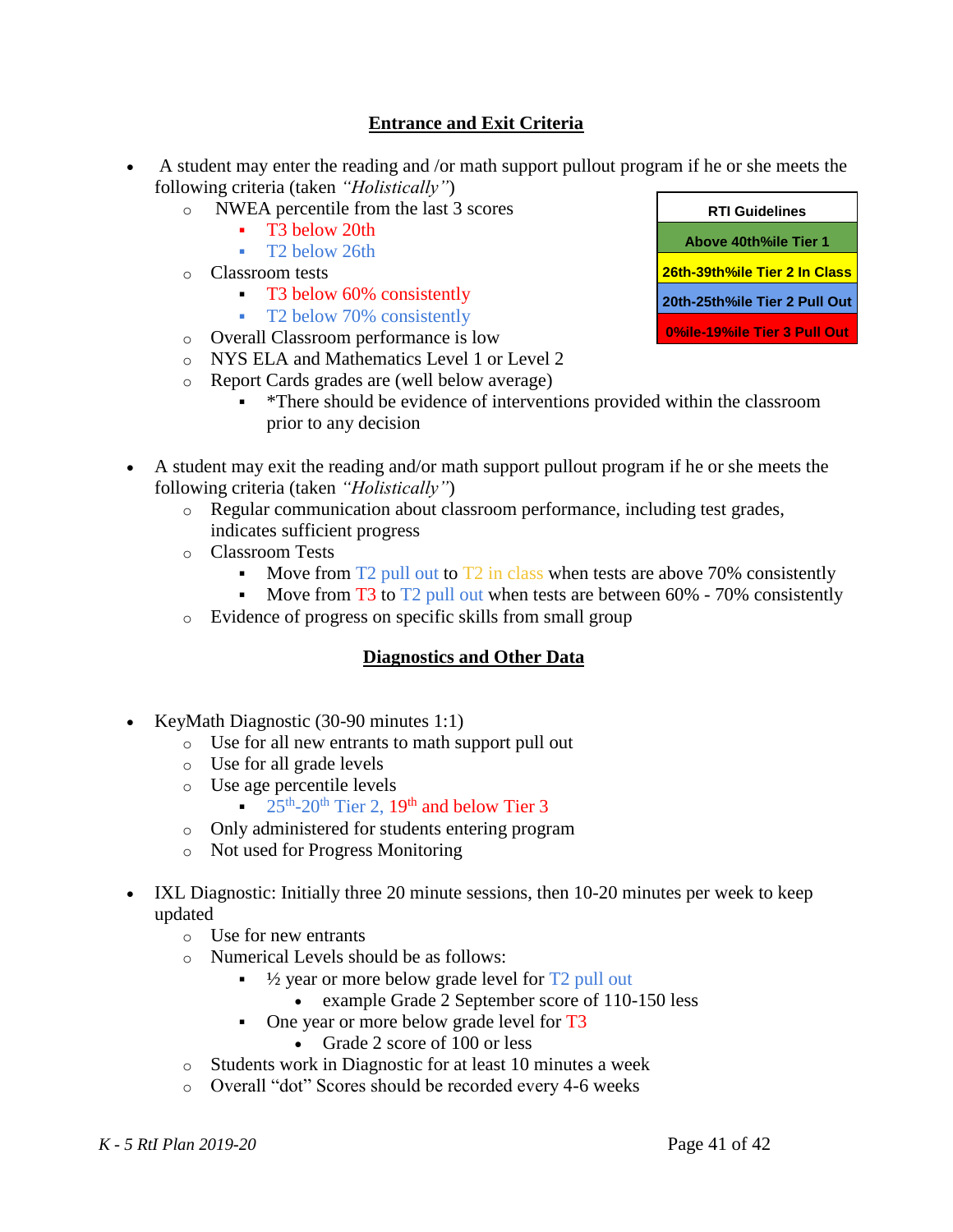## Entrance and Exit Criteria

- A student may enter the reading and /or math support pullout program if he or she meets the following criteria (taken *"Holistically"*)
  - NWEA percentile from the last 3 scores
    - T3 below 20th
    - T2 below 26th
  - Classroom tests
    - T3 below 60% consistently
    - T2 below 70% consistently
  - Overall Classroom performance is low
  - NYS ELA and Mathematics Level 1 or Level 2
  - Report Cards grades are (well below average)
    - *There should be evidence of interventions provided within the classroom prior to any decision

| RTI Guidelines |
|---|
| Above 40th%ile Tier 1 |
| 26th-39th%ile Tier 2 In Class |
| 20th-25th%ile Tier 2 Pull Out |
| 0%ile-19%ile Tier 3 Pull Out |

- A student may exit the reading and/or math support pullout program if he or she meets the following criteria (taken *"Holistically"*)
  - Regular communication about classroom performance, including test grades, indicates sufficient progress
  - Classroom Tests
    - Move from T2 pull out to T2 in class when tests are above 70% consistently
    - Move from T3 to T2 pull out when tests are between 60% - 70% consistently
  - Evidence of progress on specific skills from small group

## Diagnostics and Other Data

- KeyMath Diagnostic (30-90 minutes 1:1)
  - Use for all new entrants to math support pull out
  - Use for all grade levels
  - Use age percentile levels
    - 25th-20th Tier 2, 19th and below Tier 3
  - Only administered for students entering program
  - Not used for Progress Monitoring

- IXL Diagnostic: Initially three 20 minute sessions, then 10-20 minutes per week to keep updated
  - Use for new entrants
  - Numerical Levels should be as follows:
    - ½ year or more below grade level for T2 pull out
      - example Grade 2 September score of 110-150 less
    - One year or more below grade level for T3
      - Grade 2 score of 100 or less
  - Students work in Diagnostic for at least 10 minutes a week
  - Overall "dot" Scores should be recorded every 4-6 weeks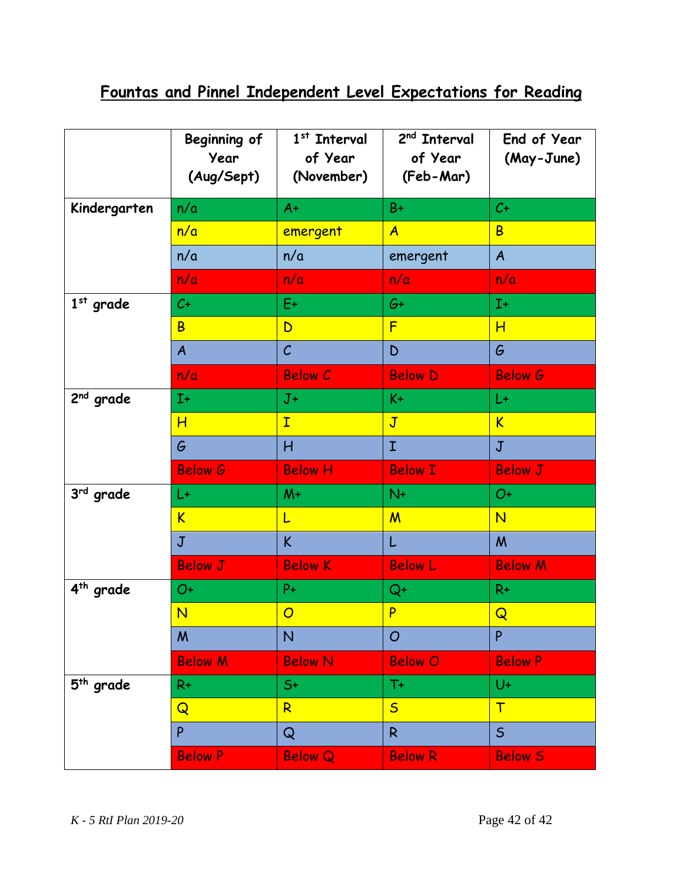# Fountas and Pinnel Independent Level Expectations for Reading

| | Beginning of Year (Aug/Sept) | 1st Interval of Year (November) | 2nd Interval of Year (Feb-Mar) | End of Year (May-June) |
|---|---|---|---|---|
| Kindergarten | n/a | A+ | B+ | C+ |
| | n/a | emergent | A | B |
| | n/a | n/a | emergent | A |
| | n/a | n/a | n/a | n/a |
| 1st grade | C+ | E+ | G+ | I+ |
| | B | D | F | H |
| | A | C | D | G |
| | n/a | Below C | Below D | Below G |
| 2nd grade | I+ | J+ | K+ | L+ |
| | H | I | J | K |
| | G | H | I | J |
| | Below G | Below H | Below I | Below J |
| 3rd grade | L+ | M+ | N+ | O+ |
| | K | L | M | N |
| | J | K | L | M |
| | Below J | Below K | Below L | Below M |
| 4th grade | O+ | P+ | Q+ | R+ |
| | N | O | P | Q |
| | M | N | O | P |
| | Below M | Below N | Below O | Below P |
| 5th grade | R+ | S+ | T+ | U+ |
| | Q | R | S | T |
| | P | Q | R | S |
| | Below P | Below Q | Below R | Below S |